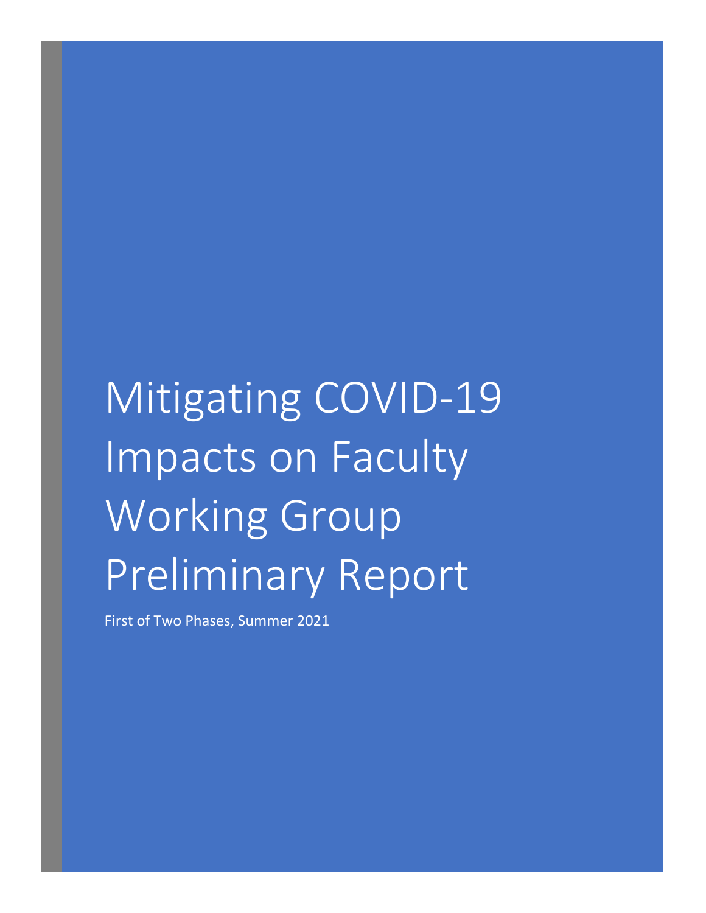# Mitigating COVID-19 Impacts on Faculty Working Group Preliminary Report

First of Two Phases, Summer 2021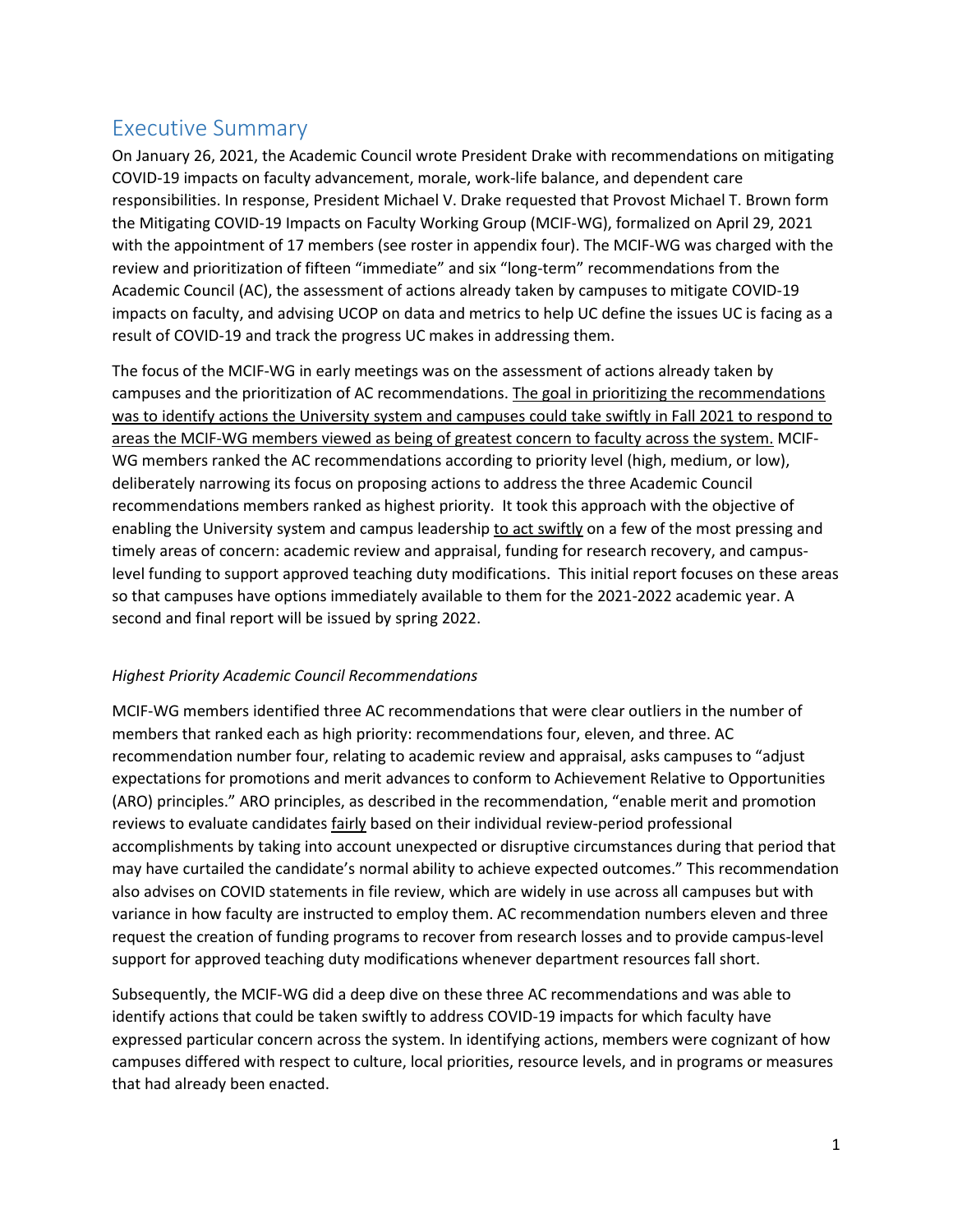# Executive Summary

On January 26, 2021, the Academic Council wrote President Drake with recommendations on mitigating COVID-19 impacts on faculty advancement, morale, work-life balance, and dependent care responsibilities. In response, President Michael V. Drake requested that Provost Michael T. Brown form the Mitigating COVID-19 Impacts on Faculty Working Group (MCIF-WG), formalized on April 29, 2021 with the appointment of 17 members (see roster in appendix four). The MCIF-WG was charged with the review and prioritization of fifteen "immediate" and six "long-term" recommendations from the Academic Council (AC), the assessment of actions already taken by campuses to mitigate COVID-19 impacts on faculty, and advising UCOP on data and metrics to help UC define the issues UC is facing as a result of COVID-19 and track the progress UC makes in addressing them.

The focus of the MCIF-WG in early meetings was on the assessment of actions already taken by campuses and the prioritization of AC recommendations. <u>The goal in prioritizing the recommendations was to identify actions the University system and campuses could take swiftly in Fall 2021 to respond to areas the MCIF-WG members viewed as being of greatest concern to faculty across the system.</u> MCIF-WG members ranked the AC recommendations according to priority level (high, medium, or low), deliberately narrowing its focus on proposing actions to address the three Academic Council recommendations members ranked as highest priority. It took this approach with the objective of enabling the University system and campus leadership <u>to act swiftly</u> on a few of the most pressing and timely areas of concern: academic review and appraisal, funding for research recovery, and campus-level funding to support approved teaching duty modifications. This initial report focuses on these areas so that campuses have options immediately available to them for the 2021-2022 academic year. A second and final report will be issued by spring 2022.

*Highest Priority Academic Council Recommendations*

MCIF-WG members identified three AC recommendations that were clear outliers in the number of members that ranked each as high priority: recommendations four, eleven, and three. AC recommendation number four, relating to academic review and appraisal, asks campuses to "adjust expectations for promotions and merit advances to conform to Achievement Relative to Opportunities (ARO) principles." ARO principles, as described in the recommendation, "enable merit and promotion reviews to evaluate candidates <u>fairly</u> based on their individual review-period professional accomplishments by taking into account unexpected or disruptive circumstances during that period that may have curtailed the candidate's normal ability to achieve expected outcomes." This recommendation also advises on COVID statements in file review, which are widely in use across all campuses but with variance in how faculty are instructed to employ them. AC recommendation numbers eleven and three request the creation of funding programs to recover from research losses and to provide campus-level support for approved teaching duty modifications whenever department resources fall short.

Subsequently, the MCIF-WG did a deep dive on these three AC recommendations and was able to identify actions that could be taken swiftly to address COVID-19 impacts for which faculty have expressed particular concern across the system. In identifying actions, members were cognizant of how campuses differed with respect to culture, local priorities, resource levels, and in programs or measures that had already been enacted.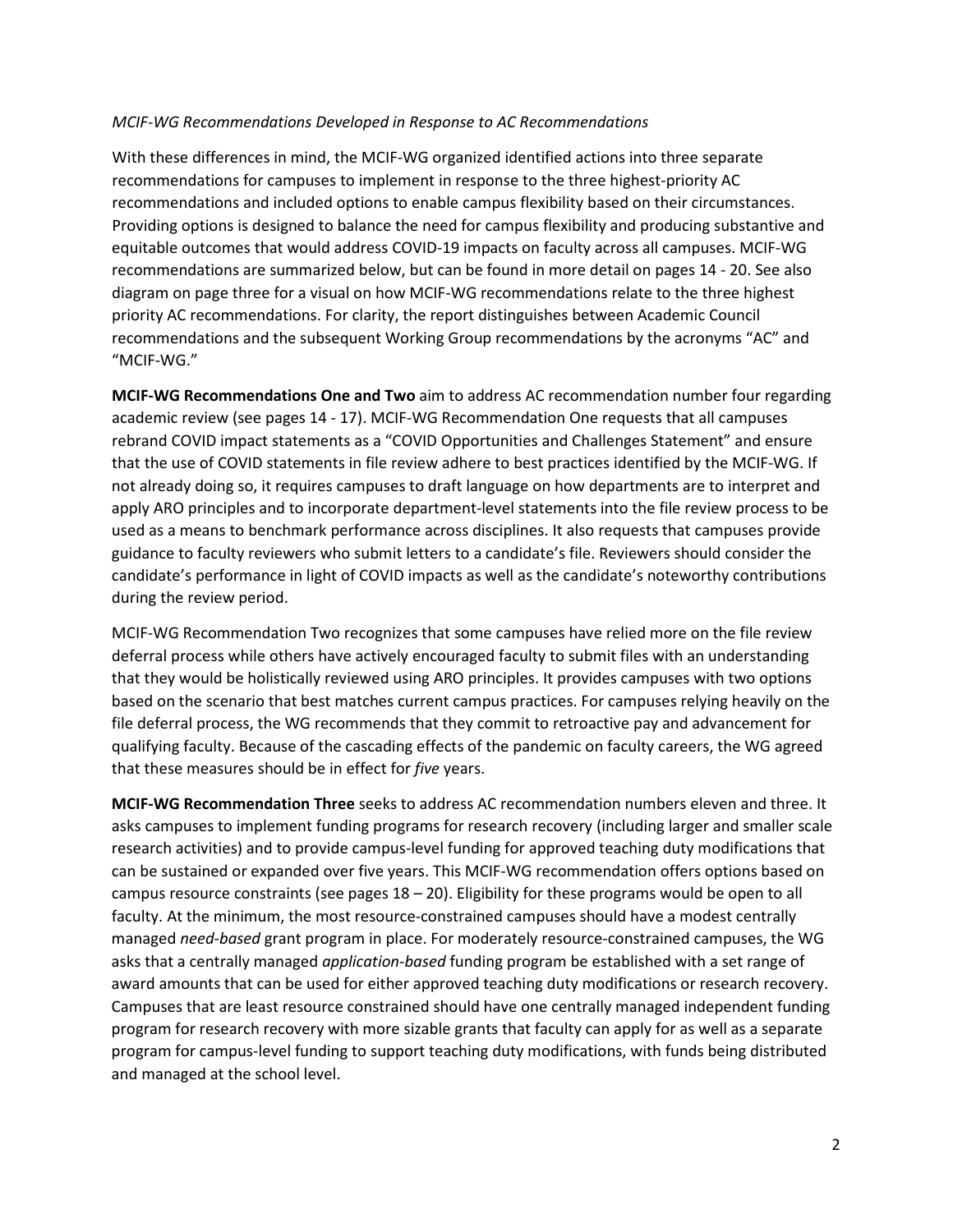*MCIF-WG Recommendations Developed in Response to AC Recommendations*

With these differences in mind, the MCIF-WG organized identified actions into three separate recommendations for campuses to implement in response to the three highest-priority AC recommendations and included options to enable campus flexibility based on their circumstances. Providing options is designed to balance the need for campus flexibility and producing substantive and equitable outcomes that would address COVID-19 impacts on faculty across all campuses. MCIF-WG recommendations are summarized below, but can be found in more detail on pages 14 - 20. See also diagram on page three for a visual on how MCIF-WG recommendations relate to the three highest priority AC recommendations. For clarity, the report distinguishes between Academic Council recommendations and the subsequent Working Group recommendations by the acronyms "AC" and "MCIF-WG."

**MCIF-WG Recommendations One and Two** aim to address AC recommendation number four regarding academic review (see pages 14 - 17). MCIF-WG Recommendation One requests that all campuses rebrand COVID impact statements as a "COVID Opportunities and Challenges Statement" and ensure that the use of COVID statements in file review adhere to best practices identified by the MCIF-WG. If not already doing so, it requires campuses to draft language on how departments are to interpret and apply ARO principles and to incorporate department-level statements into the file review process to be used as a means to benchmark performance across disciplines. It also requests that campuses provide guidance to faculty reviewers who submit letters to a candidate's file. Reviewers should consider the candidate's performance in light of COVID impacts as well as the candidate's noteworthy contributions during the review period.

MCIF-WG Recommendation Two recognizes that some campuses have relied more on the file review deferral process while others have actively encouraged faculty to submit files with an understanding that they would be holistically reviewed using ARO principles. It provides campuses with two options based on the scenario that best matches current campus practices. For campuses relying heavily on the file deferral process, the WG recommends that they commit to retroactive pay and advancement for qualifying faculty. Because of the cascading effects of the pandemic on faculty careers, the WG agreed that these measures should be in effect for *five* years.

**MCIF-WG Recommendation Three** seeks to address AC recommendation numbers eleven and three. It asks campuses to implement funding programs for research recovery (including larger and smaller scale research activities) and to provide campus-level funding for approved teaching duty modifications that can be sustained or expanded over five years. This MCIF-WG recommendation offers options based on campus resource constraints (see pages 18 – 20). Eligibility for these programs would be open to all faculty. At the minimum, the most resource-constrained campuses should have a modest centrally managed *need-based* grant program in place. For moderately resource-constrained campuses, the WG asks that a centrally managed *application-based* funding program be established with a set range of award amounts that can be used for either approved teaching duty modifications or research recovery. Campuses that are least resource constrained should have one centrally managed independent funding program for research recovery with more sizable grants that faculty can apply for as well as a separate program for campus-level funding to support teaching duty modifications, with funds being distributed and managed at the school level.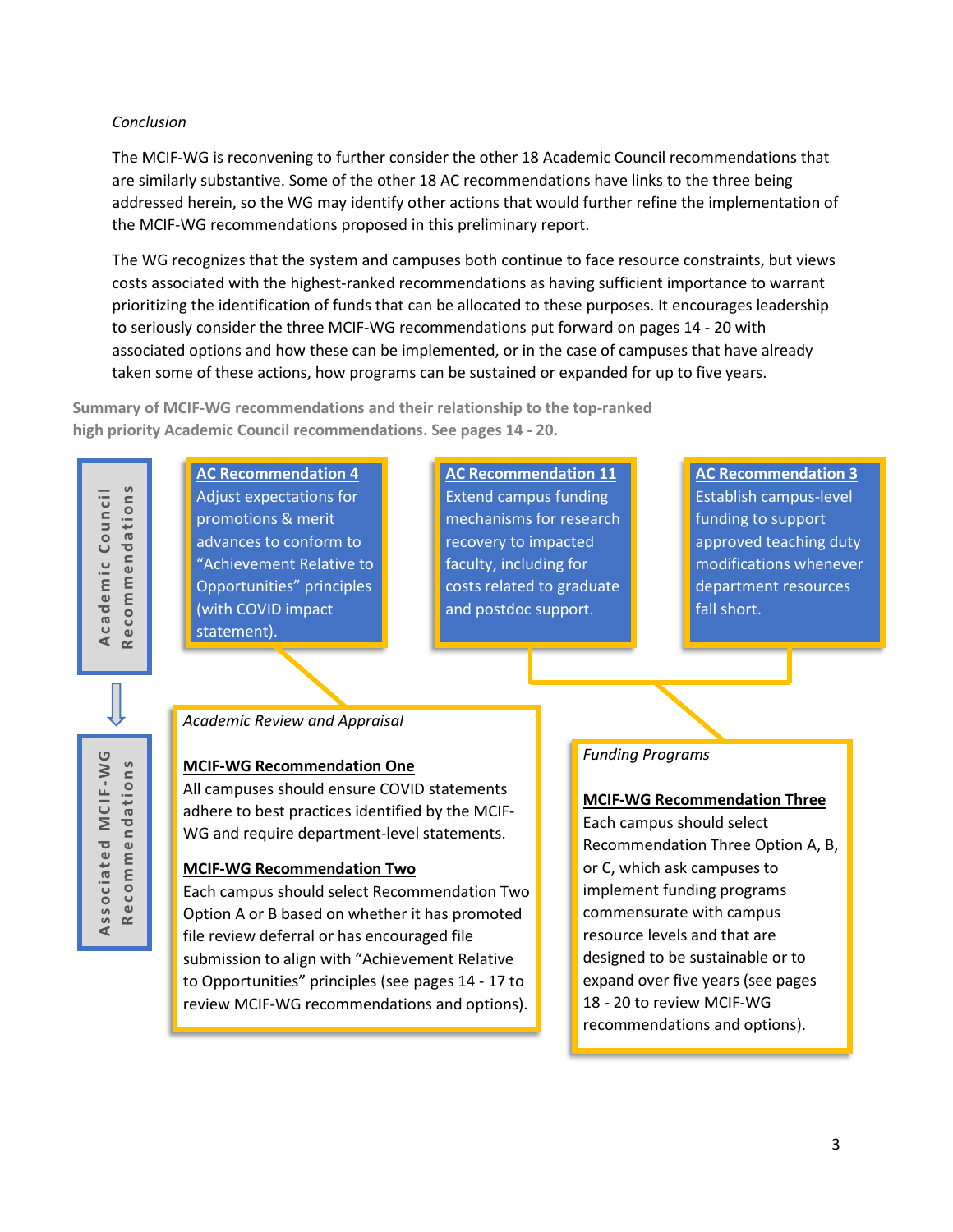*Conclusion*

The MCIF-WG is reconvening to further consider the other 18 Academic Council recommendations that are similarly substantive. Some of the other 18 AC recommendations have links to the three being addressed herein, so the WG may identify other actions that would further refine the implementation of the MCIF-WG recommendations proposed in this preliminary report.

The WG recognizes that the system and campuses both continue to face resource constraints, but views costs associated with the highest-ranked recommendations as having sufficient importance to warrant prioritizing the identification of funds that can be allocated to these purposes. It encourages leadership to seriously consider the three MCIF-WG recommendations put forward on pages 14 - 20 with associated options and how these can be implemented, or in the case of campuses that have already taken some of these actions, how programs can be sustained or expanded for up to five years.

**Summary of MCIF-WG recommendations and their relationship to the top-ranked high priority Academic Council recommendations. See pages 14 - 20.**

**Academic Council Recommendations**

**AC Recommendation 4**
Adjust expectations for promotions & merit advances to conform to "Achievement Relative to Opportunities" principles (with COVID impact statement).

**AC Recommendation 11**
Extend campus funding mechanisms for research recovery to impacted faculty, including for costs related to graduate and postdoc support.

**AC Recommendation 3**
Establish campus-level funding to support approved teaching duty modifications whenever department resources fall short.

**Associated MCIF-WG Recommendations**

*Academic Review and Appraisal*

**MCIF-WG Recommendation One**
All campuses should ensure COVID statements adhere to best practices identified by the MCIF-WG and require department-level statements.

**MCIF-WG Recommendation Two**
Each campus should select Recommendation Two Option A or B based on whether it has promoted file review deferral or has encouraged file submission to align with "Achievement Relative to Opportunities" principles (see pages 14 - 17 to review MCIF-WG recommendations and options).

*Funding Programs*

**MCIF-WG Recommendation Three**
Each campus should select Recommendation Three Option A, B, or C, which ask campuses to implement funding programs commensurate with campus resource levels and that are designed to be sustainable or to expand over five years (see pages 18 - 20 to review MCIF-WG recommendations and options).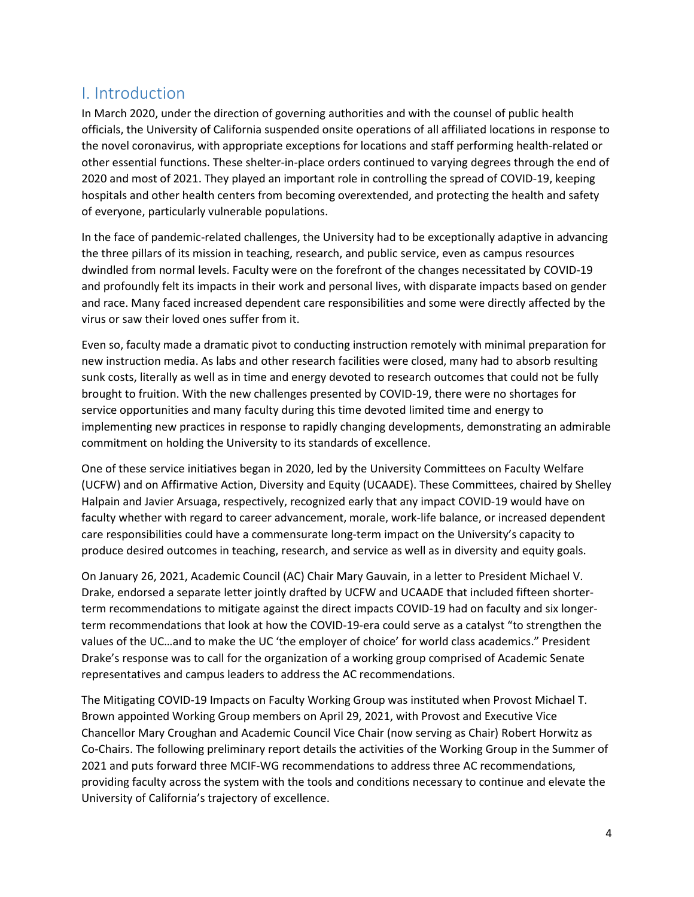# I. Introduction

In March 2020, under the direction of governing authorities and with the counsel of public health officials, the University of California suspended onsite operations of all affiliated locations in response to the novel coronavirus, with appropriate exceptions for locations and staff performing health-related or other essential functions. These shelter-in-place orders continued to varying degrees through the end of 2020 and most of 2021. They played an important role in controlling the spread of COVID-19, keeping hospitals and other health centers from becoming overextended, and protecting the health and safety of everyone, particularly vulnerable populations.

In the face of pandemic-related challenges, the University had to be exceptionally adaptive in advancing the three pillars of its mission in teaching, research, and public service, even as campus resources dwindled from normal levels. Faculty were on the forefront of the changes necessitated by COVID-19 and profoundly felt its impacts in their work and personal lives, with disparate impacts based on gender and race. Many faced increased dependent care responsibilities and some were directly affected by the virus or saw their loved ones suffer from it.

Even so, faculty made a dramatic pivot to conducting instruction remotely with minimal preparation for new instruction media. As labs and other research facilities were closed, many had to absorb resulting sunk costs, literally as well as in time and energy devoted to research outcomes that could not be fully brought to fruition. With the new challenges presented by COVID-19, there were no shortages for service opportunities and many faculty during this time devoted limited time and energy to implementing new practices in response to rapidly changing developments, demonstrating an admirable commitment on holding the University to its standards of excellence.

One of these service initiatives began in 2020, led by the University Committees on Faculty Welfare (UCFW) and on Affirmative Action, Diversity and Equity (UCAADE). These Committees, chaired by Shelley Halpain and Javier Arsuaga, respectively, recognized early that any impact COVID-19 would have on faculty whether with regard to career advancement, morale, work-life balance, or increased dependent care responsibilities could have a commensurate long-term impact on the University's capacity to produce desired outcomes in teaching, research, and service as well as in diversity and equity goals.

On January 26, 2021, Academic Council (AC) Chair Mary Gauvain, in a letter to President Michael V. Drake, endorsed a separate letter jointly drafted by UCFW and UCAADE that included fifteen shorter-term recommendations to mitigate against the direct impacts COVID-19 had on faculty and six longer-term recommendations that look at how the COVID-19-era could serve as a catalyst "to strengthen the values of the UC…and to make the UC 'the employer of choice' for world class academics." President Drake's response was to call for the organization of a working group comprised of Academic Senate representatives and campus leaders to address the AC recommendations.

The Mitigating COVID-19 Impacts on Faculty Working Group was instituted when Provost Michael T. Brown appointed Working Group members on April 29, 2021, with Provost and Executive Vice Chancellor Mary Croughan and Academic Council Vice Chair (now serving as Chair) Robert Horwitz as Co-Chairs. The following preliminary report details the activities of the Working Group in the Summer of 2021 and puts forward three MCIF-WG recommendations to address three AC recommendations, providing faculty across the system with the tools and conditions necessary to continue and elevate the University of California's trajectory of excellence.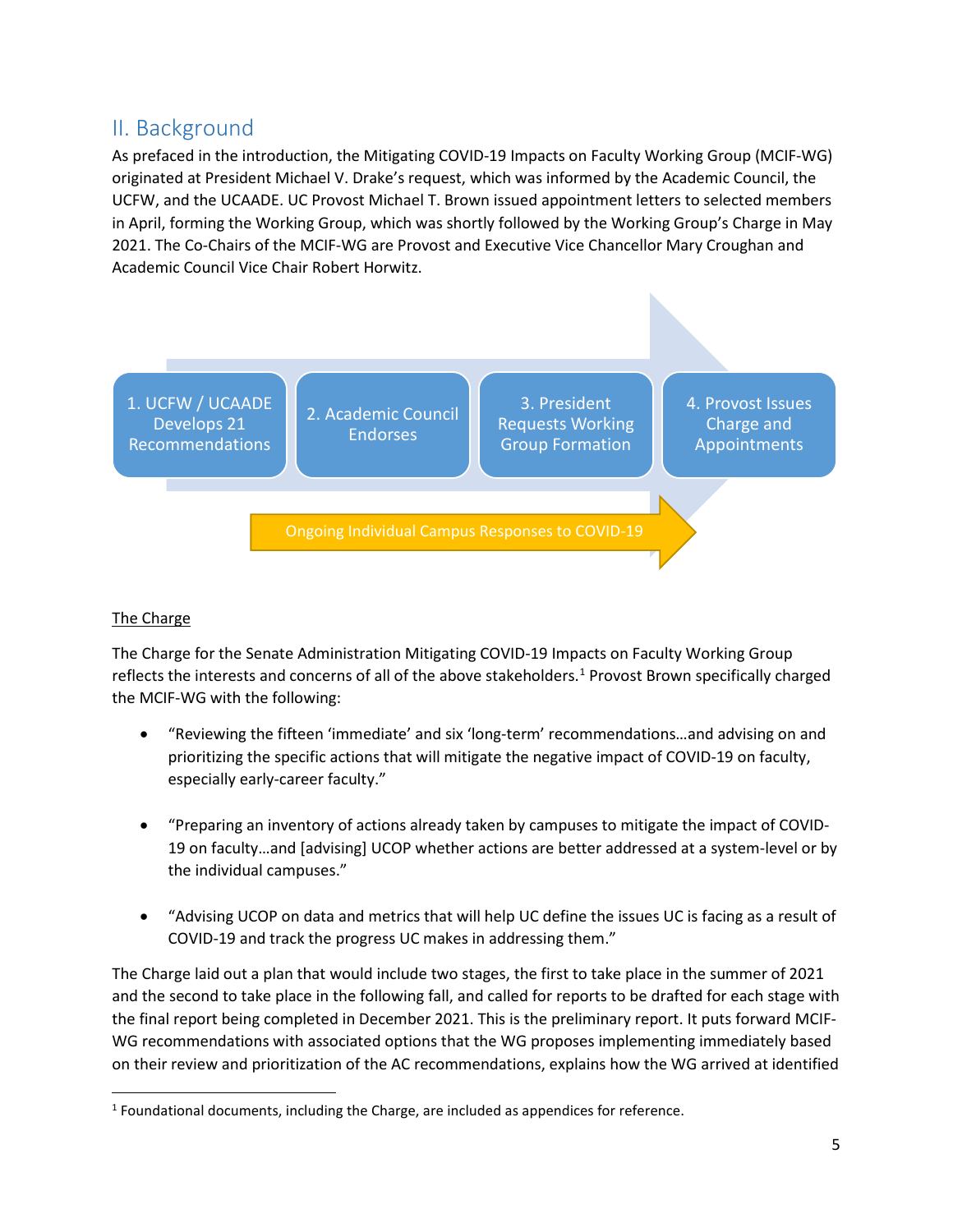## II. Background

As prefaced in the introduction, the Mitigating COVID-19 Impacts on Faculty Working Group (MCIF-WG) originated at President Michael V. Drake's request, which was informed by the Academic Council, the UCFW, and the UCAADE. UC Provost Michael T. Brown issued appointment letters to selected members in April, forming the Working Group, which was shortly followed by the Working Group's Charge in May 2021. The Co-Chairs of the MCIF-WG are Provost and Executive Vice Chancellor Mary Croughan and Academic Council Vice Chair Robert Horwitz.

1. UCFW / UCAADE Develops 21 Recommendations
2. Academic Council Endorses
3. President Requests Working Group Formation
4. Provost Issues Charge and Appointments

Ongoing Individual Campus Responses to COVID-19

<u>The Charge</u>

The Charge for the Senate Administration Mitigating COVID-19 Impacts on Faculty Working Group reflects the interests and concerns of all of the above stakeholders.[1] Provost Brown specifically charged the MCIF-WG with the following:

- "Reviewing the fifteen 'immediate' and six 'long-term' recommendations…and advising on and prioritizing the specific actions that will mitigate the negative impact of COVID-19 on faculty, especially early-career faculty."
- "Preparing an inventory of actions already taken by campuses to mitigate the impact of COVID-19 on faculty…and [advising] UCOP whether actions are better addressed at a system-level or by the individual campuses."
- "Advising UCOP on data and metrics that will help UC define the issues UC is facing as a result of COVID-19 and track the progress UC makes in addressing them."

The Charge laid out a plan that would include two stages, the first to take place in the summer of 2021 and the second to take place in the following fall, and called for reports to be drafted for each stage with the final report being completed in December 2021. This is the preliminary report. It puts forward MCIF-WG recommendations with associated options that the WG proposes implementing immediately based on their review and prioritization of the AC recommendations, explains how the WG arrived at identified

[1] Foundational documents, including the Charge, are included as appendices for reference.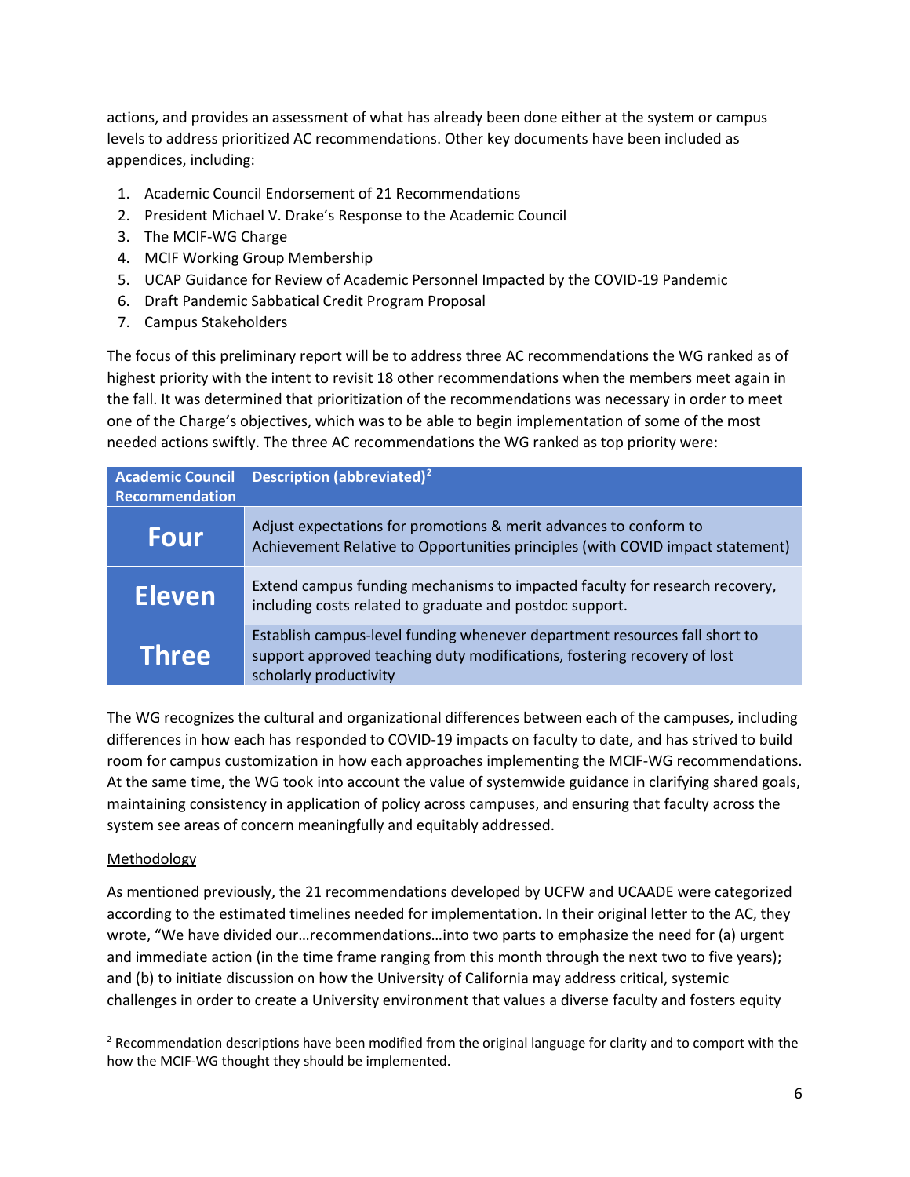actions, and provides an assessment of what has already been done either at the system or campus levels to address prioritized AC recommendations. Other key documents have been included as appendices, including:

1. Academic Council Endorsement of 21 Recommendations
2. President Michael V. Drake's Response to the Academic Council
3. The MCIF-WG Charge
4. MCIF Working Group Membership
5. UCAP Guidance for Review of Academic Personnel Impacted by the COVID-19 Pandemic
6. Draft Pandemic Sabbatical Credit Program Proposal
7. Campus Stakeholders

The focus of this preliminary report will be to address three AC recommendations the WG ranked as of highest priority with the intent to revisit 18 other recommendations when the members meet again in the fall. It was determined that prioritization of the recommendations was necessary in order to meet one of the Charge's objectives, which was to be able to begin implementation of some of the most needed actions swiftly. The three AC recommendations the WG ranked as top priority were:

| Academic Council Recommendation | Description (abbreviated)[2] |
|---|---|
| **Four** | Adjust expectations for promotions & merit advances to conform to Achievement Relative to Opportunities principles (with COVID impact statement) |
| **Eleven** | Extend campus funding mechanisms to impacted faculty for research recovery, including costs related to graduate and postdoc support. |
| **Three** | Establish campus-level funding whenever department resources fall short to support approved teaching duty modifications, fostering recovery of lost scholarly productivity |

The WG recognizes the cultural and organizational differences between each of the campuses, including differences in how each has responded to COVID-19 impacts on faculty to date, and has strived to build room for campus customization in how each approaches implementing the MCIF-WG recommendations. At the same time, the WG took into account the value of systemwide guidance in clarifying shared goals, maintaining consistency in application of policy across campuses, and ensuring that faculty across the system see areas of concern meaningfully and equitably addressed.

Methodology

As mentioned previously, the 21 recommendations developed by UCFW and UCAADE were categorized according to the estimated timelines needed for implementation. In their original letter to the AC, they wrote, "We have divided our…recommendations…into two parts to emphasize the need for (a) urgent and immediate action (in the time frame ranging from this month through the next two to five years); and (b) to initiate discussion on how the University of California may address critical, systemic challenges in order to create a University environment that values a diverse faculty and fosters equity

[2] Recommendation descriptions have been modified from the original language for clarity and to comport with the how the MCIF-WG thought they should be implemented.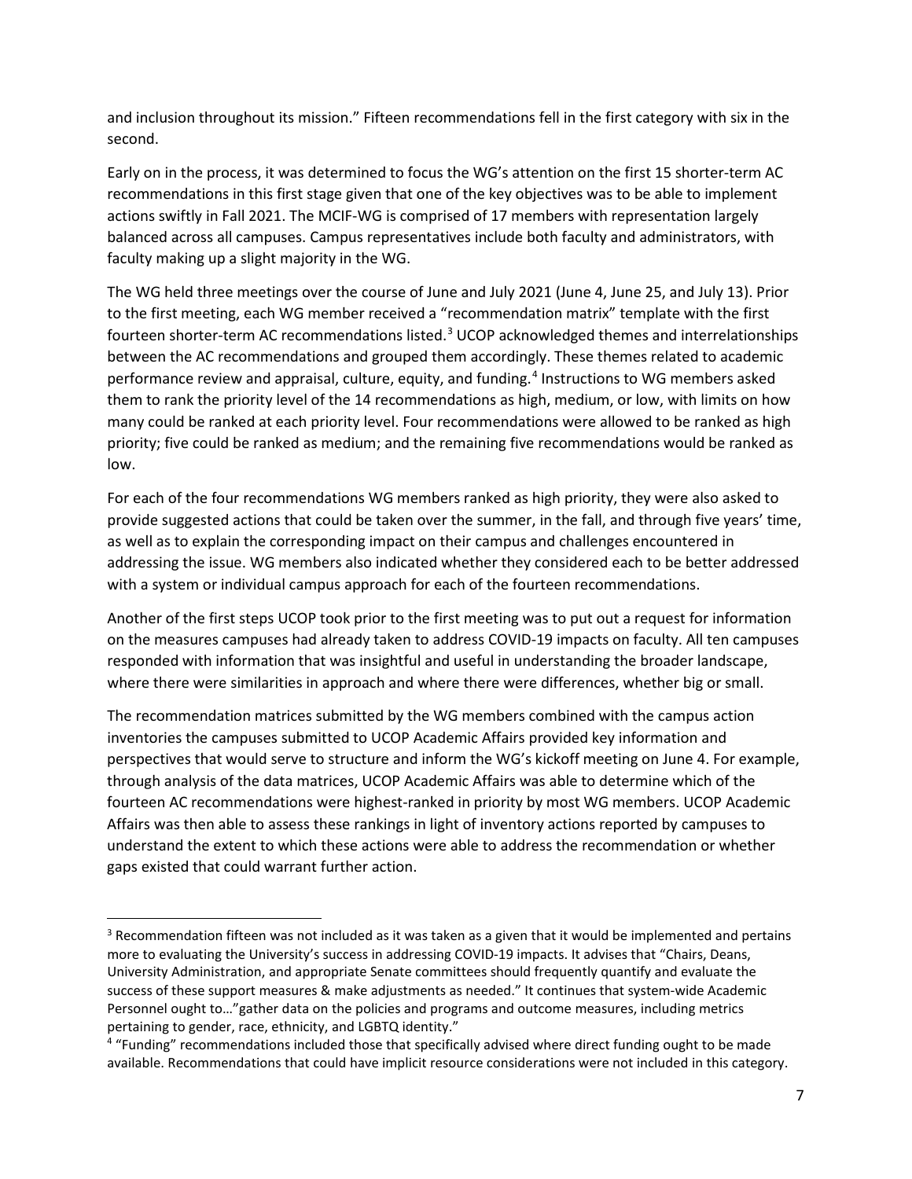and inclusion throughout its mission." Fifteen recommendations fell in the first category with six in the second.

Early on in the process, it was determined to focus the WG's attention on the first 15 shorter-term AC recommendations in this first stage given that one of the key objectives was to be able to implement actions swiftly in Fall 2021. The MCIF-WG is comprised of 17 members with representation largely balanced across all campuses. Campus representatives include both faculty and administrators, with faculty making up a slight majority in the WG.

The WG held three meetings over the course of June and July 2021 (June 4, June 25, and July 13). Prior to the first meeting, each WG member received a "recommendation matrix" template with the first fourteen shorter-term AC recommendations listed.[3] UCOP acknowledged themes and interrelationships between the AC recommendations and grouped them accordingly. These themes related to academic performance review and appraisal, culture, equity, and funding.[4] Instructions to WG members asked them to rank the priority level of the 14 recommendations as high, medium, or low, with limits on how many could be ranked at each priority level. Four recommendations were allowed to be ranked as high priority; five could be ranked as medium; and the remaining five recommendations would be ranked as low.

For each of the four recommendations WG members ranked as high priority, they were also asked to provide suggested actions that could be taken over the summer, in the fall, and through five years' time, as well as to explain the corresponding impact on their campus and challenges encountered in addressing the issue. WG members also indicated whether they considered each to be better addressed with a system or individual campus approach for each of the fourteen recommendations.

Another of the first steps UCOP took prior to the first meeting was to put out a request for information on the measures campuses had already taken to address COVID-19 impacts on faculty. All ten campuses responded with information that was insightful and useful in understanding the broader landscape, where there were similarities in approach and where there were differences, whether big or small.

The recommendation matrices submitted by the WG members combined with the campus action inventories the campuses submitted to UCOP Academic Affairs provided key information and perspectives that would serve to structure and inform the WG's kickoff meeting on June 4. For example, through analysis of the data matrices, UCOP Academic Affairs was able to determine which of the fourteen AC recommendations were highest-ranked in priority by most WG members. UCOP Academic Affairs was then able to assess these rankings in light of inventory actions reported by campuses to understand the extent to which these actions were able to address the recommendation or whether gaps existed that could warrant further action.

---

[3] Recommendation fifteen was not included as it was taken as a given that it would be implemented and pertains more to evaluating the University's success in addressing COVID-19 impacts. It advises that "Chairs, Deans, University Administration, and appropriate Senate committees should frequently quantify and evaluate the success of these support measures & make adjustments as needed." It continues that system-wide Academic Personnel ought to…"gather data on the policies and programs and outcome measures, including metrics pertaining to gender, race, ethnicity, and LGBTQ identity."

[4] "Funding" recommendations included those that specifically advised where direct funding ought to be made available. Recommendations that could have implicit resource considerations were not included in this category.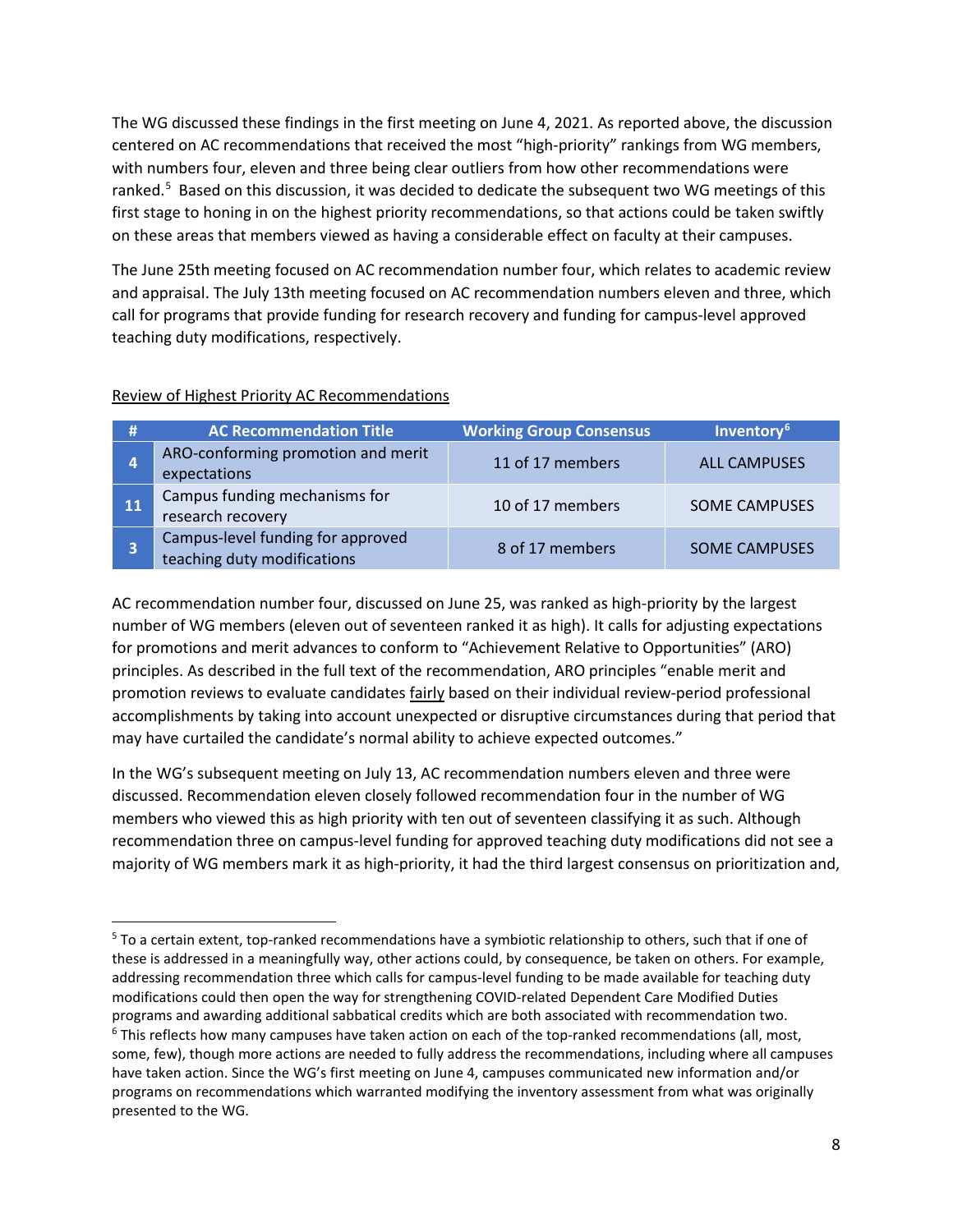The WG discussed these findings in the first meeting on June 4, 2021. As reported above, the discussion centered on AC recommendations that received the most "high-priority" rankings from WG members, with numbers four, eleven and three being clear outliers from how other recommendations were ranked.[5] Based on this discussion, it was decided to dedicate the subsequent two WG meetings of this first stage to honing in on the highest priority recommendations, so that actions could be taken swiftly on these areas that members viewed as having a considerable effect on faculty at their campuses.

The June 25th meeting focused on AC recommendation number four, which relates to academic review and appraisal. The July 13th meeting focused on AC recommendation numbers eleven and three, which call for programs that provide funding for research recovery and funding for campus-level approved teaching duty modifications, respectively.

<u>Review of Highest Priority AC Recommendations</u>

| # | AC Recommendation Title | Working Group Consensus | Inventory[6] |
|---|---|---|---|
| 4 | ARO-conforming promotion and merit expectations | 11 of 17 members | ALL CAMPUSES |
| 11 | Campus funding mechanisms for research recovery | 10 of 17 members | SOME CAMPUSES |
| 3 | Campus-level funding for approved teaching duty modifications | 8 of 17 members | SOME CAMPUSES |

AC recommendation number four, discussed on June 25, was ranked as high-priority by the largest number of WG members (eleven out of seventeen ranked it as high). It calls for adjusting expectations for promotions and merit advances to conform to "Achievement Relative to Opportunities" (ARO) principles. As described in the full text of the recommendation, ARO principles "enable merit and promotion reviews to evaluate candidates <u>fairly</u> based on their individual review-period professional accomplishments by taking into account unexpected or disruptive circumstances during that period that may have curtailed the candidate's normal ability to achieve expected outcomes."

In the WG's subsequent meeting on July 13, AC recommendation numbers eleven and three were discussed. Recommendation eleven closely followed recommendation four in the number of WG members who viewed this as high priority with ten out of seventeen classifying it as such. Although recommendation three on campus-level funding for approved teaching duty modifications did not see a majority of WG members mark it as high-priority, it had the third largest consensus on prioritization and,

---

[5] To a certain extent, top-ranked recommendations have a symbiotic relationship to others, such that if one of these is addressed in a meaningful way, other actions could, by consequence, be taken on others. For example, addressing recommendation three which calls for campus-level funding to be made available for teaching duty modifications could then open the way for strengthening COVID-related Dependent Care Modified Duties programs and awarding additional sabbatical credits which are both associated with recommendation two.

[6] This reflects how many campuses have taken action on each of the top-ranked recommendations (all, most, some, few), though more actions are needed to fully address the recommendations, including where all campuses have taken action. Since the WG's first meeting on June 4, campuses communicated new information and/or programs on recommendations which warranted modifying the inventory assessment from what was originally presented to the WG.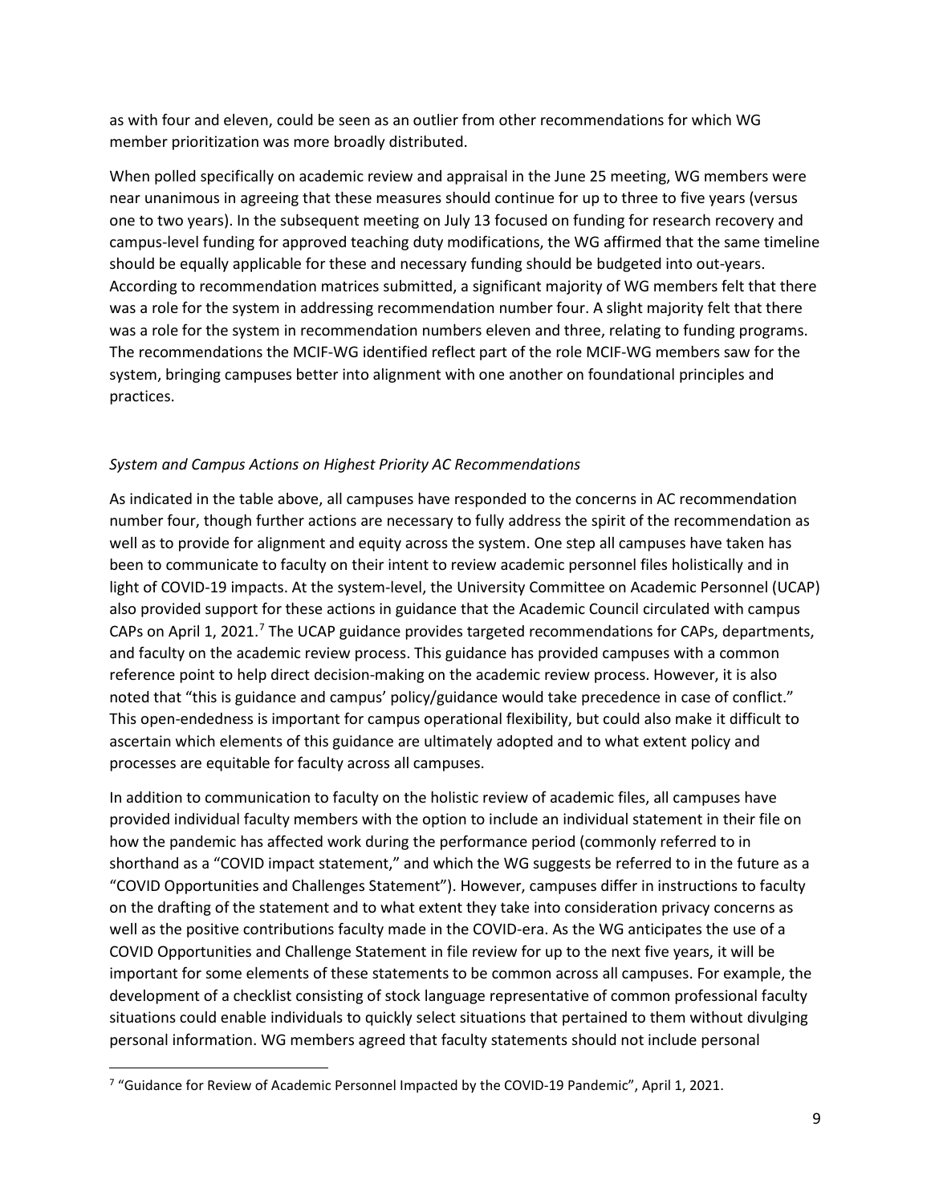as with four and eleven, could be seen as an outlier from other recommendations for which WG member prioritization was more broadly distributed.

When polled specifically on academic review and appraisal in the June 25 meeting, WG members were near unanimous in agreeing that these measures should continue for up to three to five years (versus one to two years). In the subsequent meeting on July 13 focused on funding for research recovery and campus-level funding for approved teaching duty modifications, the WG affirmed that the same timeline should be equally applicable for these and necessary funding should be budgeted into out-years. According to recommendation matrices submitted, a significant majority of WG members felt that there was a role for the system in addressing recommendation number four. A slight majority felt that there was a role for the system in recommendation numbers eleven and three, relating to funding programs. The recommendations the MCIF-WG identified reflect part of the role MCIF-WG members saw for the system, bringing campuses better into alignment with one another on foundational principles and practices.

*System and Campus Actions on Highest Priority AC Recommendations*

As indicated in the table above, all campuses have responded to the concerns in AC recommendation number four, though further actions are necessary to fully address the spirit of the recommendation as well as to provide for alignment and equity across the system. One step all campuses have taken has been to communicate to faculty on their intent to review academic personnel files holistically and in light of COVID-19 impacts. At the system-level, the University Committee on Academic Personnel (UCAP) also provided support for these actions in guidance that the Academic Council circulated with campus CAPs on April 1, 2021.[7] The UCAP guidance provides targeted recommendations for CAPs, departments, and faculty on the academic review process. This guidance has provided campuses with a common reference point to help direct decision-making on the academic review process. However, it is also noted that "this is guidance and campus' policy/guidance would take precedence in case of conflict." This open-endedness is important for campus operational flexibility, but could also make it difficult to ascertain which elements of this guidance are ultimately adopted and to what extent policy and processes are equitable for faculty across all campuses.

In addition to communication to faculty on the holistic review of academic files, all campuses have provided individual faculty members with the option to include an individual statement in their file on how the pandemic has affected work during the performance period (commonly referred to in shorthand as a "COVID impact statement," and which the WG suggests be referred to in the future as a "COVID Opportunities and Challenges Statement"). However, campuses differ in instructions to faculty on the drafting of the statement and to what extent they take into consideration privacy concerns as well as the positive contributions faculty made in the COVID-era. As the WG anticipates the use of a COVID Opportunities and Challenge Statement in file review for up to the next five years, it will be important for some elements of these statements to be common across all campuses. For example, the development of a checklist consisting of stock language representative of common professional faculty situations could enable individuals to quickly select situations that pertained to them without divulging personal information. WG members agreed that faculty statements should not include personal

[7] "Guidance for Review of Academic Personnel Impacted by the COVID-19 Pandemic", April 1, 2021.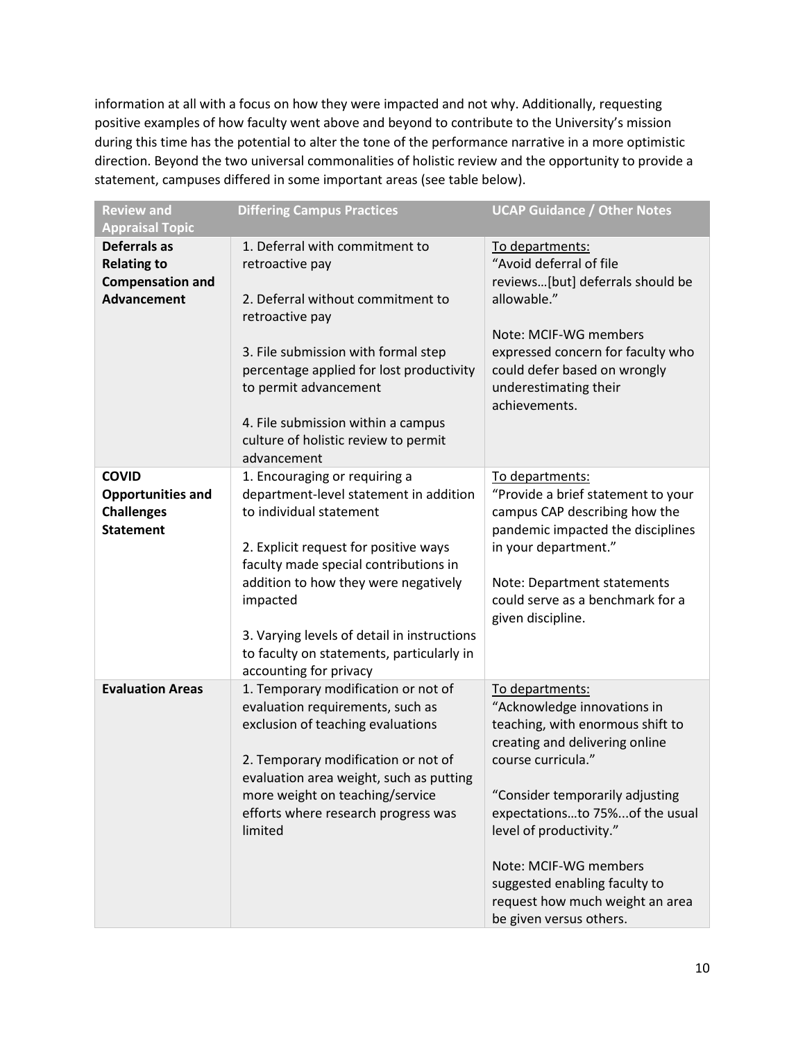information at all with a focus on how they were impacted and not why. Additionally, requesting positive examples of how faculty went above and beyond to contribute to the University's mission during this time has the potential to alter the tone of the performance narrative in a more optimistic direction. Beyond the two universal commonalities of holistic review and the opportunity to provide a statement, campuses differed in some important areas (see table below).

| Review and Appraisal Topic | Differing Campus Practices | UCAP Guidance / Other Notes |
|---|---|---|
| **Deferrals as Relating to Compensation and Advancement** | 1. Deferral with commitment to retroactive pay<br><br>2. Deferral without commitment to retroactive pay<br><br>3. File submission with formal step percentage applied for lost productivity to permit advancement<br><br>4. File submission within a campus culture of holistic review to permit advancement | <u>To departments:</u><br>"Avoid deferral of file reviews…[but] deferrals should be allowable."<br><br>Note: MCIF-WG members expressed concern for faculty who could defer based on wrongly underestimating their achievements. |
| **COVID Opportunities and Challenges Statement** | 1. Encouraging or requiring a department-level statement in addition to individual statement<br><br>2. Explicit request for positive ways faculty made special contributions in addition to how they were negatively impacted<br><br>3. Varying levels of detail in instructions to faculty on statements, particularly in accounting for privacy | <u>To departments:</u><br>"Provide a brief statement to your campus CAP describing how the pandemic impacted the disciplines in your department."<br><br>Note: Department statements could serve as a benchmark for a given discipline. |
| **Evaluation Areas** | 1. Temporary modification or not of evaluation requirements, such as exclusion of teaching evaluations<br><br>2. Temporary modification or not of evaluation area weight, such as putting more weight on teaching/service efforts where research progress was limited | <u>To departments:</u><br>"Acknowledge innovations in teaching, with enormous shift to creating and delivering online course curricula."<br><br>"Consider temporarily adjusting expectations…to 75%...of the usual level of productivity."<br><br>Note: MCIF-WG members suggested enabling faculty to request how much weight an area be given versus others. |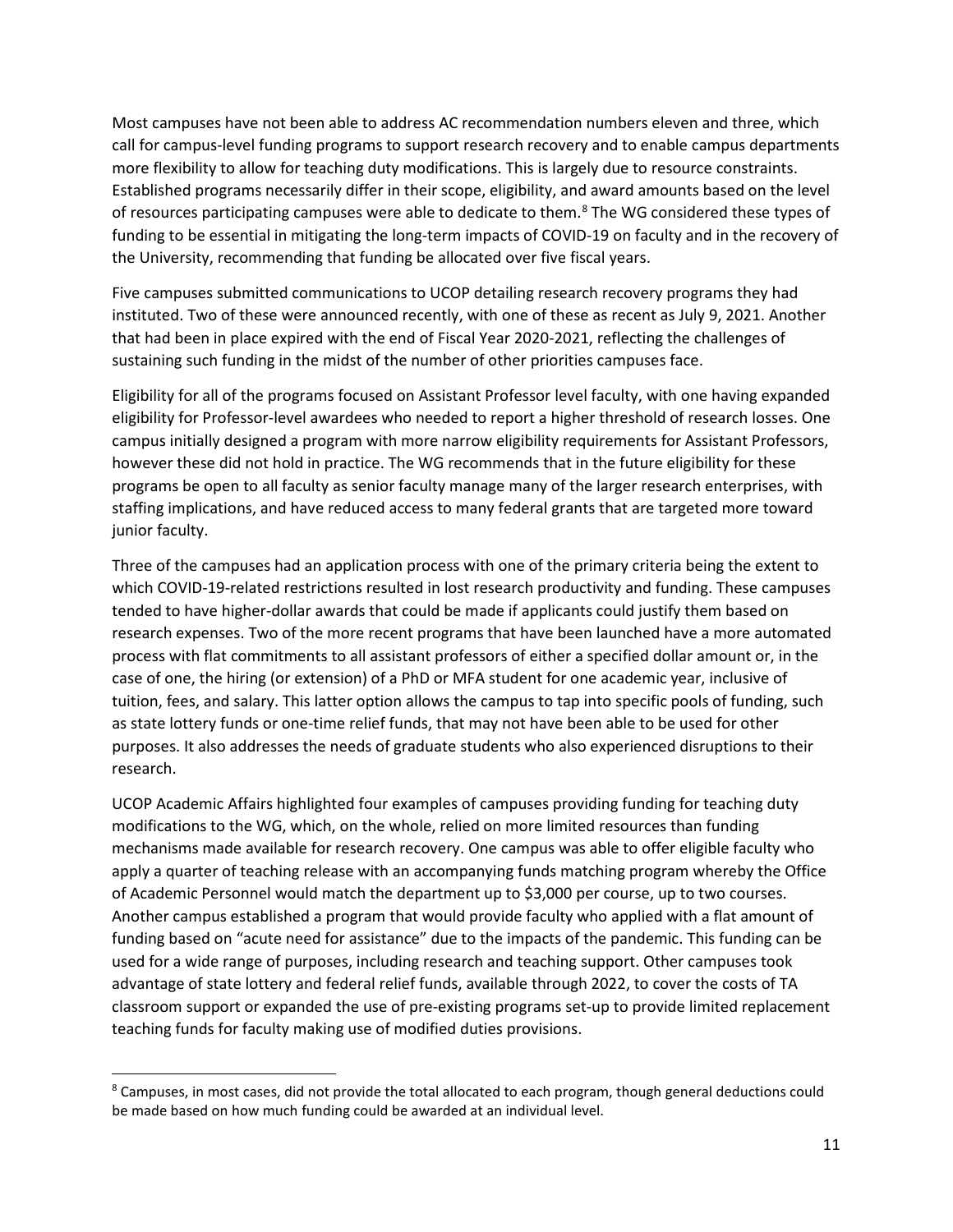Most campuses have not been able to address AC recommendation numbers eleven and three, which call for campus-level funding programs to support research recovery and to enable campus departments more flexibility to allow for teaching duty modifications. This is largely due to resource constraints. Established programs necessarily differ in their scope, eligibility, and award amounts based on the level of resources participating campuses were able to dedicate to them.[8] The WG considered these types of funding to be essential in mitigating the long-term impacts of COVID-19 on faculty and in the recovery of the University, recommending that funding be allocated over five fiscal years.

Five campuses submitted communications to UCOP detailing research recovery programs they had instituted. Two of these were announced recently, with one of these as recent as July 9, 2021. Another that had been in place expired with the end of Fiscal Year 2020-2021, reflecting the challenges of sustaining such funding in the midst of the number of other priorities campuses face.

Eligibility for all of the programs focused on Assistant Professor level faculty, with one having expanded eligibility for Professor-level awardees who needed to report a higher threshold of research losses. One campus initially designed a program with more narrow eligibility requirements for Assistant Professors, however these did not hold in practice. The WG recommends that in the future eligibility for these programs be open to all faculty as senior faculty manage many of the larger research enterprises, with staffing implications, and have reduced access to many federal grants that are targeted more toward junior faculty.

Three of the campuses had an application process with one of the primary criteria being the extent to which COVID-19-related restrictions resulted in lost research productivity and funding. These campuses tended to have higher-dollar awards that could be made if applicants could justify them based on research expenses. Two of the more recent programs that have been launched have a more automated process with flat commitments to all assistant professors of either a specified dollar amount or, in the case of one, the hiring (or extension) of a PhD or MFA student for one academic year, inclusive of tuition, fees, and salary. This latter option allows the campus to tap into specific pools of funding, such as state lottery funds or one-time relief funds, that may not have been able to be used for other purposes. It also addresses the needs of graduate students who also experienced disruptions to their research.

UCOP Academic Affairs highlighted four examples of campuses providing funding for teaching duty modifications to the WG, which, on the whole, relied on more limited resources than funding mechanisms made available for research recovery. One campus was able to offer eligible faculty who apply a quarter of teaching release with an accompanying funds matching program whereby the Office of Academic Personnel would match the department up to $3,000 per course, up to two courses. Another campus established a program that would provide faculty who applied with a flat amount of funding based on "acute need for assistance" due to the impacts of the pandemic. This funding can be used for a wide range of purposes, including research and teaching support. Other campuses took advantage of state lottery and federal relief funds, available through 2022, to cover the costs of TA classroom support or expanded the use of pre-existing programs set-up to provide limited replacement teaching funds for faculty making use of modified duties provisions.

---

[8] Campuses, in most cases, did not provide the total allocated to each program, though general deductions could be made based on how much funding could be awarded at an individual level.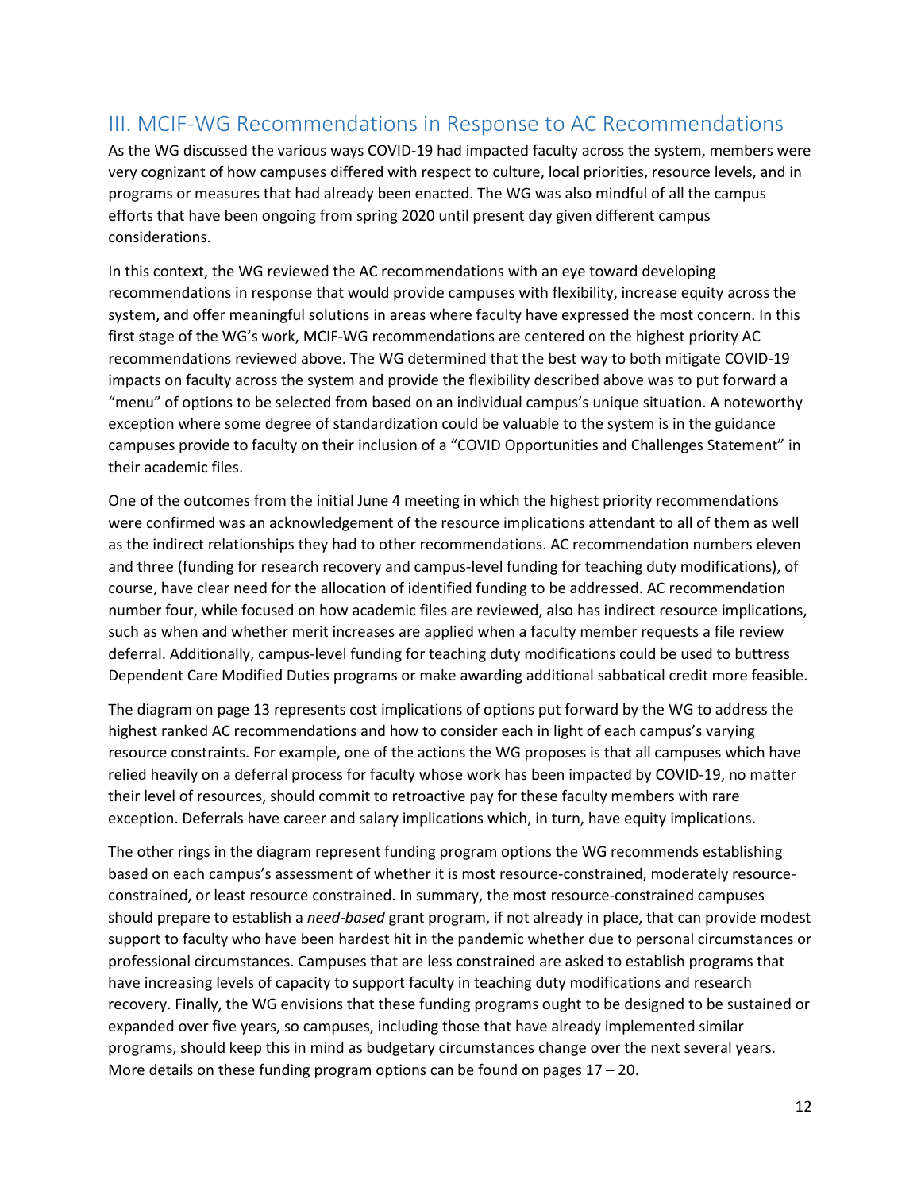## III. MCIF-WG Recommendations in Response to AC Recommendations

As the WG discussed the various ways COVID-19 had impacted faculty across the system, members were very cognizant of how campuses differed with respect to culture, local priorities, resource levels, and in programs or measures that had already been enacted. The WG was also mindful of all the campus efforts that have been ongoing from spring 2020 until present day given different campus considerations.

In this context, the WG reviewed the AC recommendations with an eye toward developing recommendations in response that would provide campuses with flexibility, increase equity across the system, and offer meaningful solutions in areas where faculty have expressed the most concern. In this first stage of the WG's work, MCIF-WG recommendations are centered on the highest priority AC recommendations reviewed above. The WG determined that the best way to both mitigate COVID-19 impacts on faculty across the system and provide the flexibility described above was to put forward a "menu" of options to be selected from based on an individual campus's unique situation. A noteworthy exception where some degree of standardization could be valuable to the system is in the guidance campuses provide to faculty on their inclusion of a "COVID Opportunities and Challenges Statement" in their academic files.

One of the outcomes from the initial June 4 meeting in which the highest priority recommendations were confirmed was an acknowledgement of the resource implications attendant to all of them as well as the indirect relationships they had to other recommendations. AC recommendation numbers eleven and three (funding for research recovery and campus-level funding for teaching duty modifications), of course, have clear need for the allocation of identified funding to be addressed. AC recommendation number four, while focused on how academic files are reviewed, also has indirect resource implications, such as when and whether merit increases are applied when a faculty member requests a file review deferral. Additionally, campus-level funding for teaching duty modifications could be used to buttress Dependent Care Modified Duties programs or make awarding additional sabbatical credit more feasible.

The diagram on page 13 represents cost implications of options put forward by the WG to address the highest ranked AC recommendations and how to consider each in light of each campus's varying resource constraints. For example, one of the actions the WG proposes is that all campuses which have relied heavily on a deferral process for faculty whose work has been impacted by COVID-19, no matter their level of resources, should commit to retroactive pay for these faculty members with rare exception. Deferrals have career and salary implications which, in turn, have equity implications.

The other rings in the diagram represent funding program options the WG recommends establishing based on each campus's assessment of whether it is most resource-constrained, moderately resource-constrained, or least resource constrained. In summary, the most resource-constrained campuses should prepare to establish a *need-based* grant program, if not already in place, that can provide modest support to faculty who have been hardest hit in the pandemic whether due to personal circumstances or professional circumstances. Campuses that are less constrained are asked to establish programs that have increasing levels of capacity to support faculty in teaching duty modifications and research recovery. Finally, the WG envisions that these funding programs ought to be designed to be sustained or expanded over five years, so campuses, including those that have already implemented similar programs, should keep this in mind as budgetary circumstances change over the next several years. More details on these funding program options can be found on pages 17 – 20.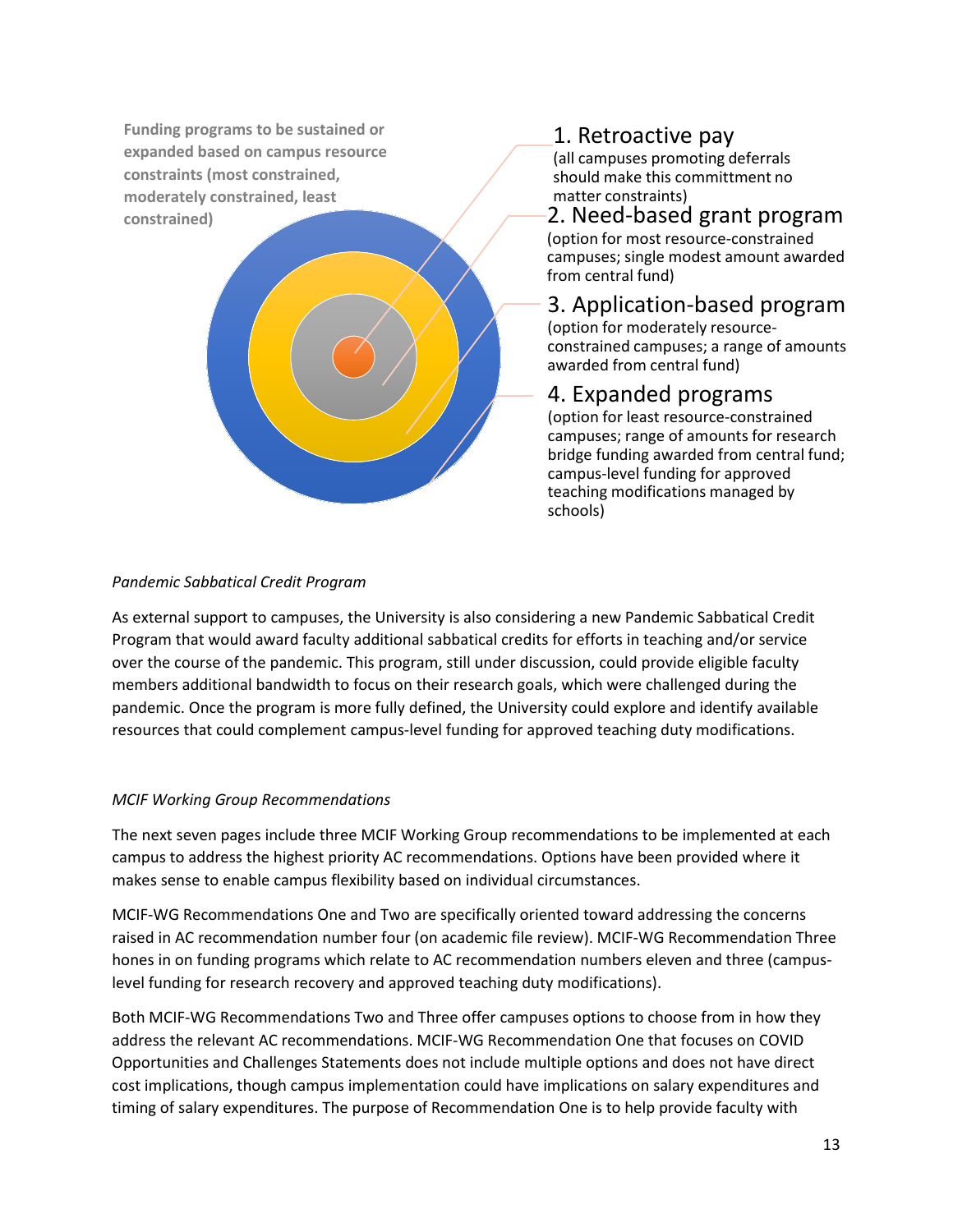Funding programs to be sustained or expanded based on campus resource constraints (most constrained, moderately constrained, least constrained)

1. Retroactive pay
(all campuses promoting deferrals should make this committment no matter constraints)

2. Need-based grant program
(option for most resource-constrained campuses; single modest amount awarded from central fund)

3. Application-based program
(option for moderately resource-constrained campuses; a range of amounts awarded from central fund)

4. Expanded programs
(option for least resource-constrained campuses; range of amounts for research bridge funding awarded from central fund; campus-level funding for approved teaching modifications managed by schools)

*Pandemic Sabbatical Credit Program*

As external support to campuses, the University is also considering a new Pandemic Sabbatical Credit Program that would award faculty additional sabbatical credits for efforts in teaching and/or service over the course of the pandemic. This program, still under discussion, could provide eligible faculty members additional bandwidth to focus on their research goals, which were challenged during the pandemic. Once the program is more fully defined, the University could explore and identify available resources that could complement campus-level funding for approved teaching duty modifications.

*MCIF Working Group Recommendations*

The next seven pages include three MCIF Working Group recommendations to be implemented at each campus to address the highest priority AC recommendations. Options have been provided where it makes sense to enable campus flexibility based on individual circumstances.

MCIF-WG Recommendations One and Two are specifically oriented toward addressing the concerns raised in AC recommendation number four (on academic file review). MCIF-WG Recommendation Three hones in on funding programs which relate to AC recommendation numbers eleven and three (campus-level funding for research recovery and approved teaching duty modifications).

Both MCIF-WG Recommendations Two and Three offer campuses options to choose from in how they address the relevant AC recommendations. MCIF-WG Recommendation One that focuses on COVID Opportunities and Challenges Statements does not include multiple options and does not have direct cost implications, though campus implementation could have implications on salary expenditures and timing of salary expenditures. The purpose of Recommendation One is to help provide faculty with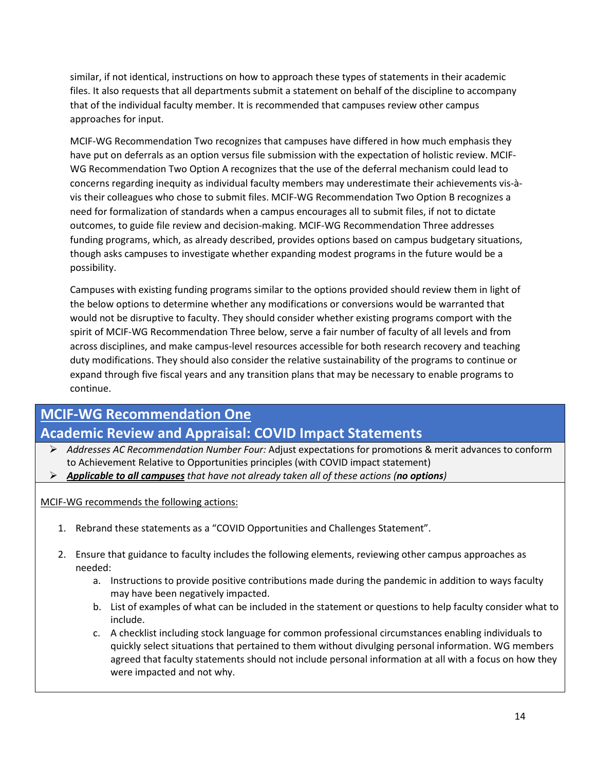similar, if not identical, instructions on how to approach these types of statements in their academic files. It also requests that all departments submit a statement on behalf of the discipline to accompany that of the individual faculty member. It is recommended that campuses review other campus approaches for input.

MCIF-WG Recommendation Two recognizes that campuses have differed in how much emphasis they have put on deferrals as an option versus file submission with the expectation of holistic review. MCIF-WG Recommendation Two Option A recognizes that the use of the deferral mechanism could lead to concerns regarding inequity as individual faculty members may underestimate their achievements vis-à-vis their colleagues who chose to submit files. MCIF-WG Recommendation Two Option B recognizes a need for formalization of standards when a campus encourages all to submit files, if not to dictate outcomes, to guide file review and decision-making. MCIF-WG Recommendation Three addresses funding programs, which, as already described, provides options based on campus budgetary situations, though asks campuses to investigate whether expanding modest programs in the future would be a possibility.

Campuses with existing funding programs similar to the options provided should review them in light of the below options to determine whether any modifications or conversions would be warranted that would not be disruptive to faculty. They should consider whether existing programs comport with the spirit of MCIF-WG Recommendation Three below, serve a fair number of faculty of all levels and from across disciplines, and make campus-level resources accessible for both research recovery and teaching duty modifications. They should also consider the relative sustainability of the programs to continue or expand through five fiscal years and any transition plans that may be necessary to enable programs to continue.

## MCIF-WG Recommendation One
## Academic Review and Appraisal: COVID Impact Statements

- *Addresses AC Recommendation Number Four:* Adjust expectations for promotions & merit advances to conform to Achievement Relative to Opportunities principles (with COVID impact statement)
- ***Applicable to all campuses*** *that have not already taken all of these actions (**no options**)*

MCIF-WG recommends the following actions:

1. Rebrand these statements as a "COVID Opportunities and Challenges Statement".

2. Ensure that guidance to faculty includes the following elements, reviewing other campus approaches as needed:
    a. Instructions to provide positive contributions made during the pandemic in addition to ways faculty may have been negatively impacted.
    b. List of examples of what can be included in the statement or questions to help faculty consider what to include.
    c. A checklist including stock language for common professional circumstances enabling individuals to quickly select situations that pertained to them without divulging personal information. WG members agreed that faculty statements should not include personal information at all with a focus on how they were impacted and not why.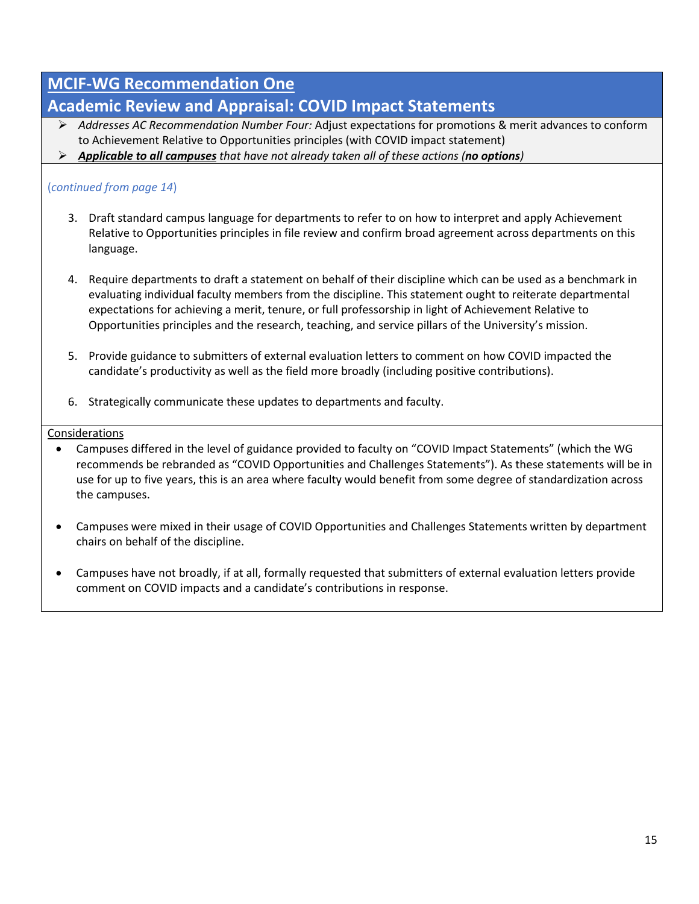## MCIF-WG Recommendation One

## Academic Review and Appraisal: COVID Impact Statements

- *Addresses AC Recommendation Number Four:* Adjust expectations for promotions & merit advances to conform to Achievement Relative to Opportunities principles (with COVID impact statement)
- ***Applicable to all campuses*** *that have not already taken all of these actions (**no options**)*

(*continued from page 14*)

3. Draft standard campus language for departments to refer to on how to interpret and apply Achievement Relative to Opportunities principles in file review and confirm broad agreement across departments on this language.

4. Require departments to draft a statement on behalf of their discipline which can be used as a benchmark in evaluating individual faculty members from the discipline. This statement ought to reiterate departmental expectations for achieving a merit, tenure, or full professorship in light of Achievement Relative to Opportunities principles and the research, teaching, and service pillars of the University's mission.

5. Provide guidance to submitters of external evaluation letters to comment on how COVID impacted the candidate's productivity as well as the field more broadly (including positive contributions).

6. Strategically communicate these updates to departments and faculty.

Considerations

- Campuses differed in the level of guidance provided to faculty on "COVID Impact Statements" (which the WG recommends be rebranded as "COVID Opportunities and Challenges Statements"). As these statements will be in use for up to five years, this is an area where faculty would benefit from some degree of standardization across the campuses.

- Campuses were mixed in their usage of COVID Opportunities and Challenges Statements written by department chairs on behalf of the discipline.

- Campuses have not broadly, if at all, formally requested that submitters of external evaluation letters provide comment on COVID impacts and a candidate's contributions in response.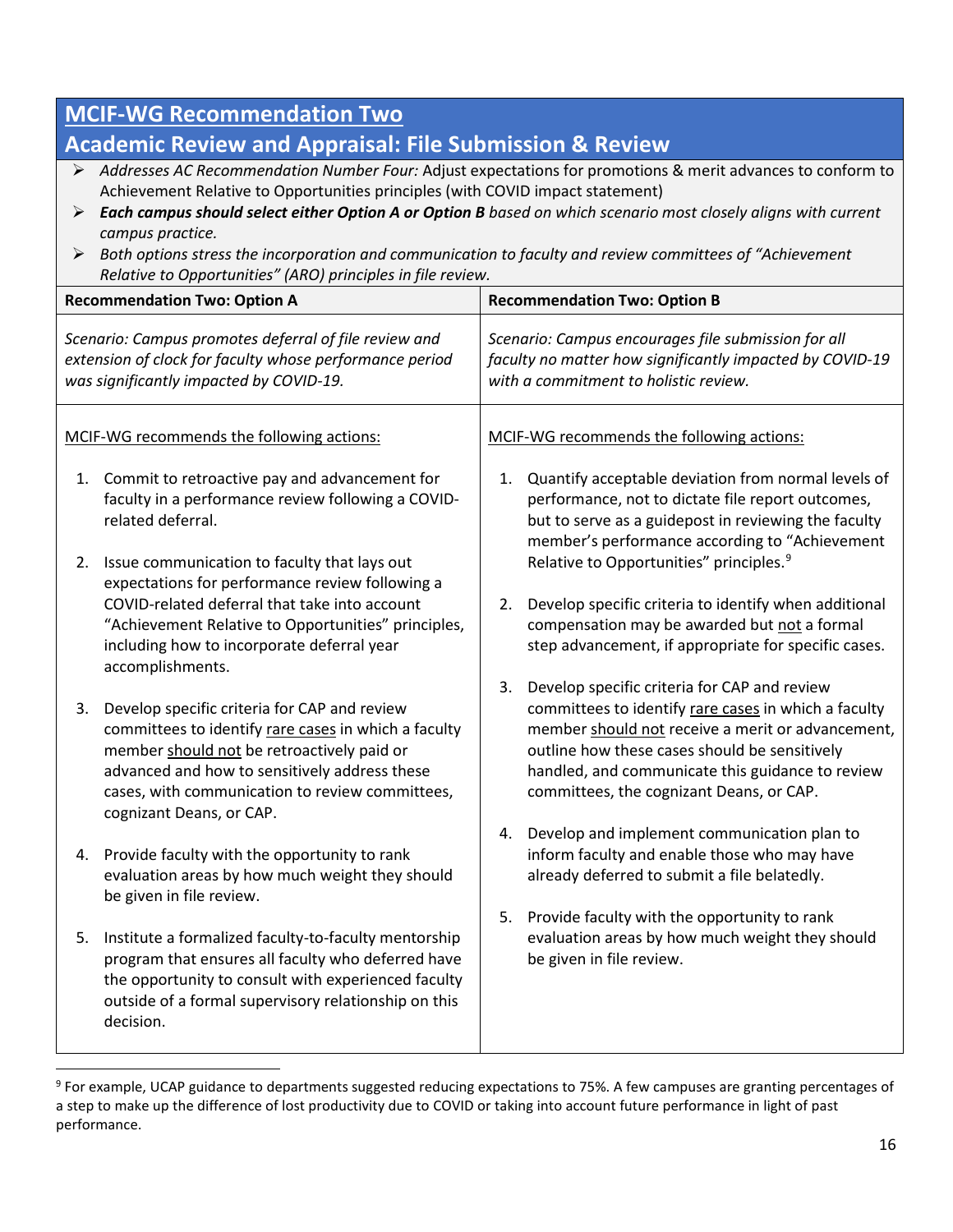## MCIF-WG Recommendation Two
## Academic Review and Appraisal: File Submission & Review

- *Addresses AC Recommendation Number Four:* Adjust expectations for promotions & merit advances to conform to Achievement Relative to Opportunities principles (with COVID impact statement)
- ***Each campus should select either Option A or Option B*** *based on which scenario most closely aligns with current campus practice.*
- *Both options stress the incorporation and communication to faculty and review committees of "Achievement Relative to Opportunities" (ARO) principles in file review.*

| **Recommendation Two: Option A** | **Recommendation Two: Option B** |
|---|---|
| *Scenario: Campus promotes deferral of file review and extension of clock for faculty whose performance period was significantly impacted by COVID-19.* | *Scenario: Campus encourages file submission for all faculty no matter how significantly impacted by COVID-19 with a commitment to holistic review.* |
| MCIF-WG recommends the following actions:<br><br>1. Commit to retroactive pay and advancement for faculty in a performance review following a COVID-related deferral.<br><br>2. Issue communication to faculty that lays out expectations for performance review following a COVID-related deferral that take into account "Achievement Relative to Opportunities" principles, including how to incorporate deferral year accomplishments.<br><br>3. Develop specific criteria for CAP and review committees to identify <u>rare cases</u> in which a faculty member <u>should not</u> be retroactively paid or advanced and how to sensitively address these cases, with communication to review committees, cognizant Deans, or CAP.<br><br>4. Provide faculty with the opportunity to rank evaluation areas by how much weight they should be given in file review.<br><br>5. Institute a formalized faculty-to-faculty mentorship program that ensures all faculty who deferred have the opportunity to consult with experienced faculty outside of a formal supervisory relationship on this decision. | MCIF-WG recommends the following actions:<br><br>1. Quantify acceptable deviation from normal levels of performance, not to dictate file report outcomes, but to serve as a guidepost in reviewing the faculty member's performance according to "Achievement Relative to Opportunities" principles.[9]<br><br>2. Develop specific criteria to identify when additional compensation may be awarded but <u>not</u> a formal step advancement, if appropriate for specific cases.<br><br>3. Develop specific criteria for CAP and review committees to identify <u>rare cases</u> in which a faculty member <u>should not</u> receive a merit or advancement, outline how these cases should be sensitively handled, and communicate this guidance to review committees, the cognizant Deans, or CAP.<br><br>4. Develop and implement communication plan to inform faculty and enable those who may have already deferred to submit a file belatedly.<br><br>5. Provide faculty with the opportunity to rank evaluation areas by how much weight they should be given in file review. |

---

[9] For example, UCAP guidance to departments suggested reducing expectations to 75%. A few campuses are granting percentages of a step to make up the difference of lost productivity due to COVID or taking into account future performance in light of past performance.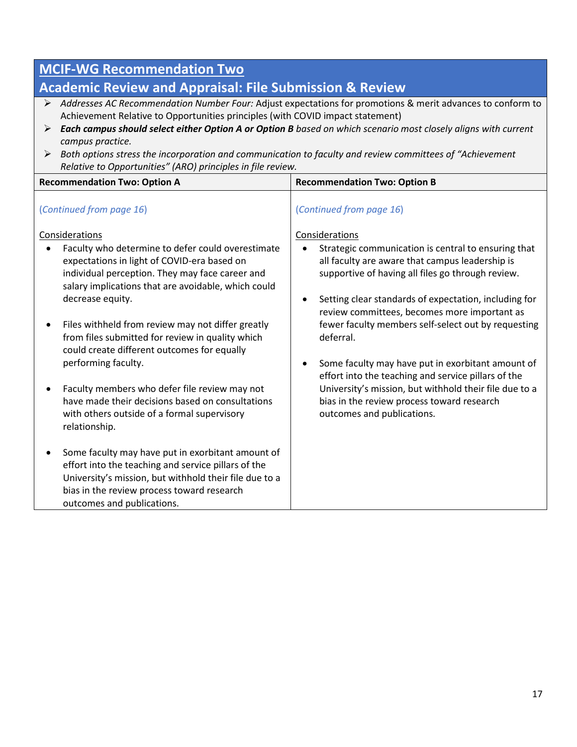## MCIF-WG Recommendation Two

## Academic Review and Appraisal: File Submission & Review

- *Addresses AC Recommendation Number Four:* Adjust expectations for promotions & merit advances to conform to Achievement Relative to Opportunities principles (with COVID impact statement)
- ***Each campus should select either Option A or Option B*** *based on which scenario most closely aligns with current campus practice.*
- *Both options stress the incorporation and communication to faculty and review committees of "Achievement Relative to Opportunities" (ARO) principles in file review.*

| Recommendation Two: Option A | Recommendation Two: Option B |
|---|---|
| (*Continued from page 16*)<br><br>Considerations<br>• Faculty who determine to defer could overestimate expectations in light of COVID-era based on individual perception. They may face career and salary implications that are avoidable, which could decrease equity.<br><br>• Files withheld from review may not differ greatly from files submitted for review in quality which could create different outcomes for equally performing faculty.<br><br>• Faculty members who defer file review may not have made their decisions based on consultations with others outside of a formal supervisory relationship.<br><br>• Some faculty may have put in exorbitant amount of effort into the teaching and service pillars of the University's mission, but withhold their file due to a bias in the review process toward research outcomes and publications. | (*Continued from page 16*)<br><br>Considerations<br>• Strategic communication is central to ensuring that all faculty are aware that campus leadership is supportive of having all files go through review.<br><br>• Setting clear standards of expectation, including for review committees, becomes more important as fewer faculty members self-select out by requesting deferral.<br><br>• Some faculty may have put in exorbitant amount of effort into the teaching and service pillars of the University's mission, but withhold their file due to a bias in the review process toward research outcomes and publications. |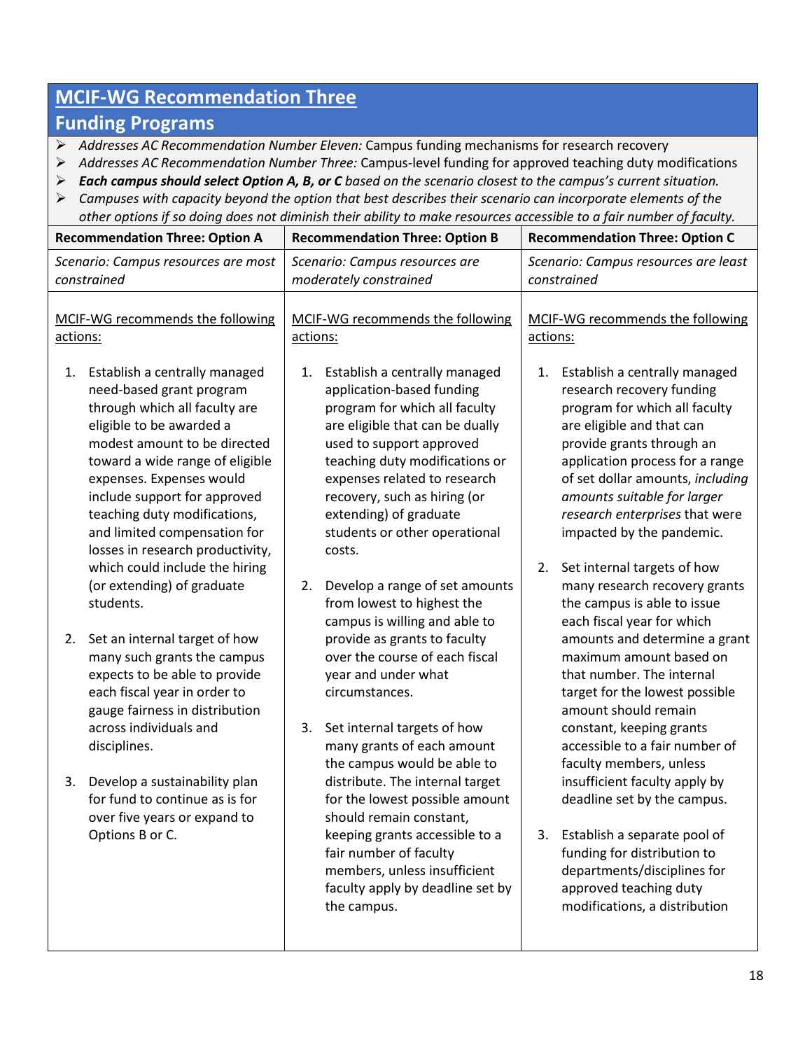## MCIF-WG Recommendation Three

## Funding Programs

- *Addresses AC Recommendation Number Eleven:* Campus funding mechanisms for research recovery
- *Addresses AC Recommendation Number Three:* Campus-level funding for approved teaching duty modifications
- ***Each campus should select Option A, B, or C** based on the scenario closest to the campus's current situation.*
- *Campuses with capacity beyond the option that best describes their scenario can incorporate elements of the other options if so doing does not diminish their ability to make resources accessible to a fair number of faculty.*

| Recommendation Three: Option A | Recommendation Three: Option B | Recommendation Three: Option C |
|---|---|---|
| *Scenario: Campus resources are most constrained* | *Scenario: Campus resources are moderately constrained* | *Scenario: Campus resources are least constrained* |
| MCIF-WG recommends the following actions:<br><br>1. Establish a centrally managed need-based grant program through which all faculty are eligible to be awarded a modest amount to be directed toward a wide range of eligible expenses. Expenses would include support for approved teaching duty modifications, and limited compensation for losses in research productivity, which could include the hiring (or extending) of graduate students.<br><br>2. Set an internal target of how many such grants the campus expects to be able to provide each fiscal year in order to gauge fairness in distribution across individuals and disciplines.<br><br>3. Develop a sustainability plan for fund to continue as is for over five years or expand to Options B or C. | MCIF-WG recommends the following actions:<br><br>1. Establish a centrally managed application-based funding program for which all faculty are eligible that can be dually used to support approved teaching duty modifications or expenses related to research recovery, such as hiring (or extending) of graduate students or other operational costs.<br><br>2. Develop a range of set amounts from lowest to highest the campus is willing and able to provide as grants to faculty over the course of each fiscal year and under what circumstances.<br><br>3. Set internal targets of how many grants of each amount the campus would be able to distribute. The internal target for the lowest possible amount should remain constant, keeping grants accessible to a fair number of faculty members, unless insufficient faculty apply by deadline set by the campus. | MCIF-WG recommends the following actions:<br><br>1. Establish a centrally managed research recovery funding program for which all faculty are eligible and that can provide grants through an application process for a range of set dollar amounts, *including amounts suitable for larger research enterprises* that were impacted by the pandemic.<br><br>2. Set internal targets of how many research recovery grants the campus is able to issue each fiscal year for which amounts and determine a grant maximum amount based on that number. The internal target for the lowest possible amount should remain constant, keeping grants accessible to a fair number of faculty members, unless insufficient faculty apply by deadline set by the campus.<br><br>3. Establish a separate pool of funding for distribution to departments/disciplines for approved teaching duty modifications, a distribution |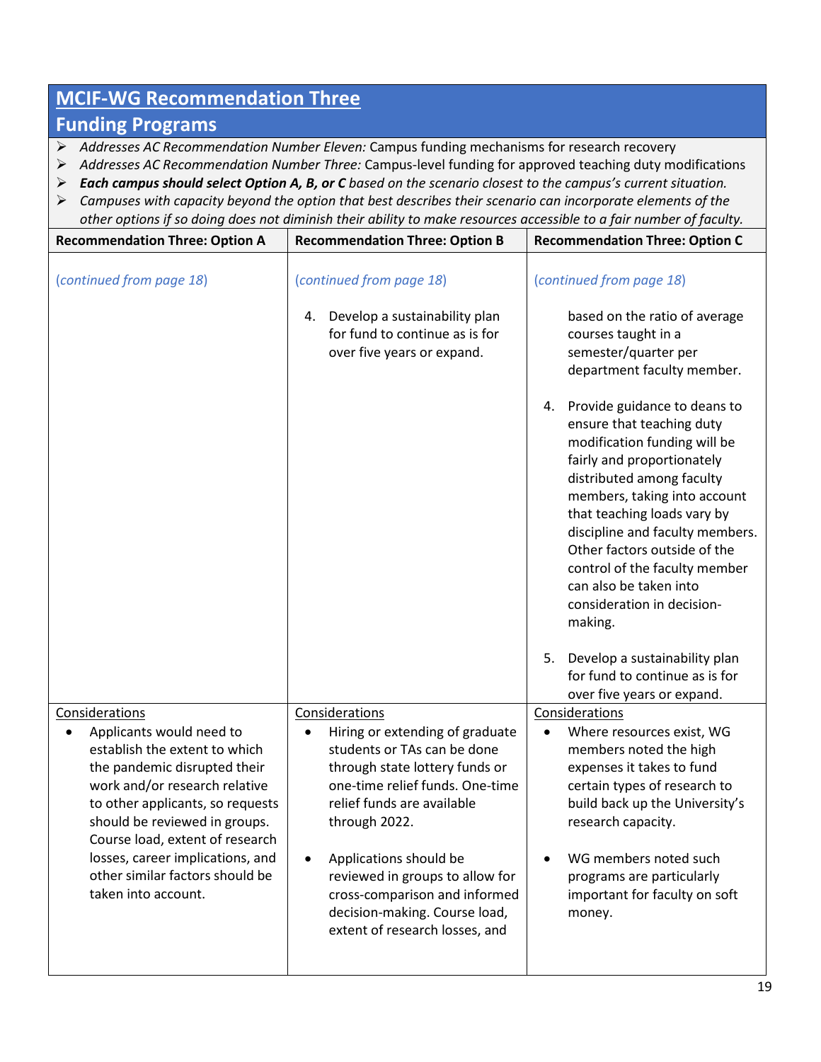## MCIF-WG Recommendation Three

## Funding Programs

- *Addresses AC Recommendation Number Eleven:* Campus funding mechanisms for research recovery
- *Addresses AC Recommendation Number Three:* Campus-level funding for approved teaching duty modifications
- ***Each campus should select Option A, B, or C** based on the scenario closest to the campus's current situation.*
- *Campuses with capacity beyond the option that best describes their scenario can incorporate elements of the other options if so doing does not diminish their ability to make resources accessible to a fair number of faculty.*

| Recommendation Three: Option A | Recommendation Three: Option B | Recommendation Three: Option C |
|---|---|---|
| (*continued from page 18*) | (*continued from page 18*)<br><br>4. Develop a sustainability plan for fund to continue as is for over five years or expand. | (*continued from page 18*)<br><br>based on the ratio of average courses taught in a semester/quarter per department faculty member.<br><br>4. Provide guidance to deans to ensure that teaching duty modification funding will be fairly and proportionately distributed among faculty members, taking into account that teaching loads vary by discipline and faculty members. Other factors outside of the control of the faculty member can also be taken into consideration in decision-making.<br><br>5. Develop a sustainability plan for fund to continue as is for over five years or expand. |
| <u>Considerations</u><br>• Applicants would need to establish the extent to which the pandemic disrupted their work and/or research relative to other applicants, so requests should be reviewed in groups. Course load, extent of research losses, career implications, and other similar factors should be taken into account. | <u>Considerations</u><br>• Hiring or extending of graduate students or TAs can be done through state lottery funds or one-time relief funds. One-time relief funds are available through 2022.<br><br>• Applications should be reviewed in groups to allow for cross-comparison and informed decision-making. Course load, extent of research losses, and | <u>Considerations</u><br>• Where resources exist, WG members noted the high expenses it takes to fund certain types of research to build back up the University's research capacity.<br><br>• WG members noted such programs are particularly important for faculty on soft money. |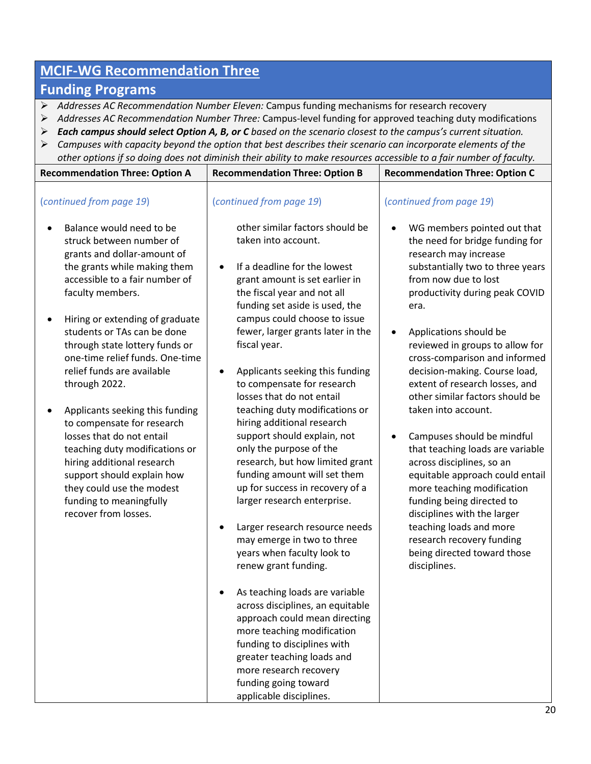## MCIF-WG Recommendation Three

## Funding Programs

- *Addresses AC Recommendation Number Eleven:* Campus funding mechanisms for research recovery
- *Addresses AC Recommendation Number Three:* Campus-level funding for approved teaching duty modifications
- ***Each campus should select Option A, B, or C** based on the scenario closest to the campus's current situation.*
- *Campuses with capacity beyond the option that best describes their scenario can incorporate elements of the other options if so doing does not diminish their ability to make resources accessible to a fair number of faculty.*

| Recommendation Three: Option A | Recommendation Three: Option B | Recommendation Three: Option C |
|---|---|---|
| (*continued from page 19*)<br><br>• Balance would need to be struck between number of grants and dollar-amount of the grants while making them accessible to a fair number of faculty members.<br><br>• Hiring or extending of graduate students or TAs can be done through state lottery funds or one-time relief funds. One-time relief funds are available through 2022.<br><br>• Applicants seeking this funding to compensate for research losses that do not entail teaching duty modifications or hiring additional research support should explain how they could use the modest funding to meaningfully recover from losses. | (*continued from page 19*)<br><br>other similar factors should be taken into account.<br><br>• If a deadline for the lowest grant amount is set earlier in the fiscal year and not all funding set aside is used, the campus could choose to issue fewer, larger grants later in the fiscal year.<br><br>• Applicants seeking this funding to compensate for research losses that do not entail teaching duty modifications or hiring additional research support should explain, not only the purpose of the research, but how limited grant funding amount will set them up for success in recovery of a larger research enterprise.<br><br>• Larger research resource needs may emerge in two to three years when faculty look to renew grant funding.<br><br>• As teaching loads are variable across disciplines, an equitable approach could mean directing more teaching modification funding to disciplines with greater teaching loads and more research recovery funding going toward applicable disciplines. | (*continued from page 19*)<br><br>• WG members pointed out that the need for bridge funding for research may increase substantially two to three years from now due to lost productivity during peak COVID era.<br><br>• Applications should be reviewed in groups to allow for cross-comparison and informed decision-making. Course load, extent of research losses, and other similar factors should be taken into account.<br><br>• Campuses should be mindful that teaching loads are variable across disciplines, so an equitable approach could entail more teaching modification funding being directed to disciplines with the larger teaching loads and more research recovery funding being directed toward those disciplines. |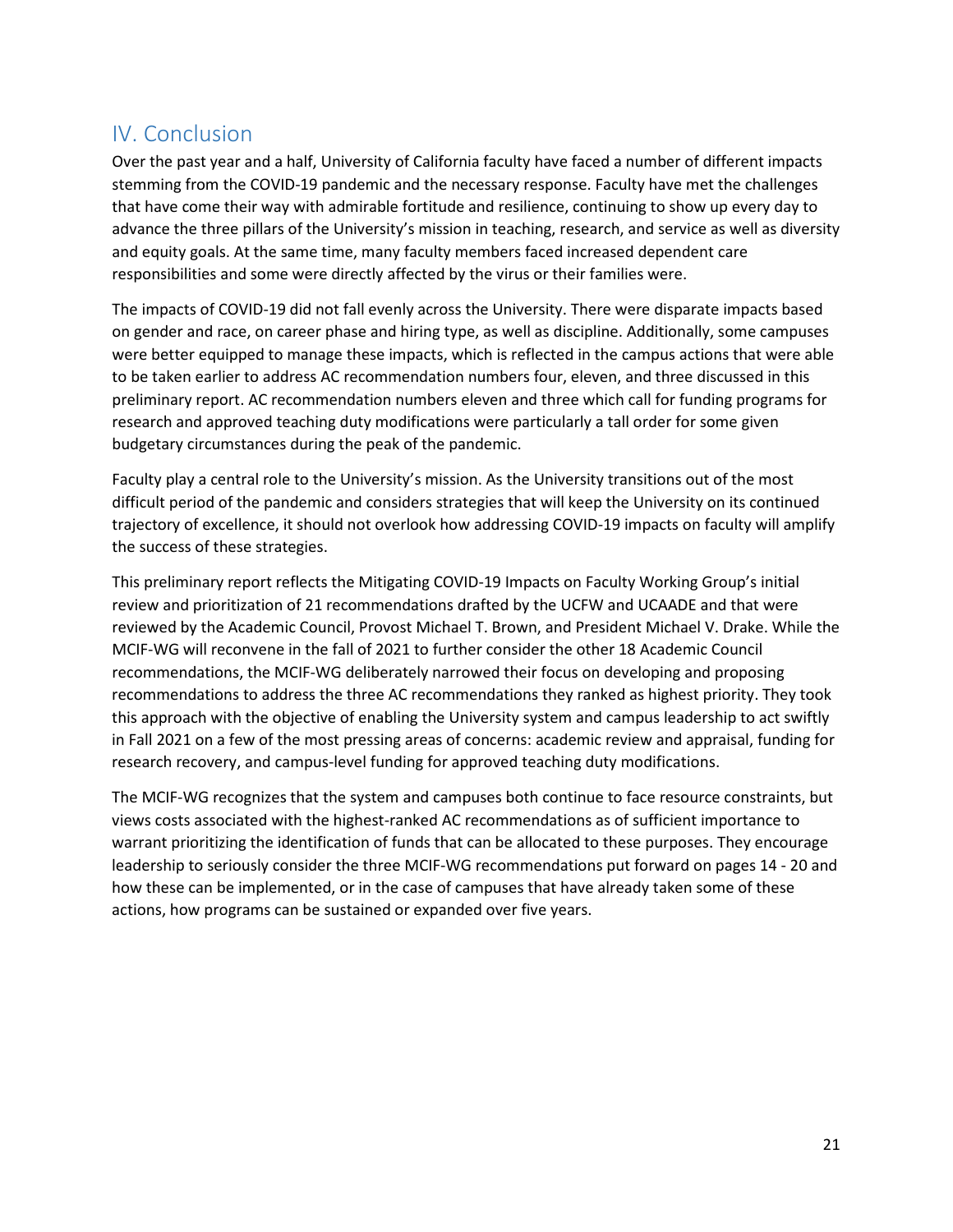## IV. Conclusion

Over the past year and a half, University of California faculty have faced a number of different impacts stemming from the COVID-19 pandemic and the necessary response. Faculty have met the challenges that have come their way with admirable fortitude and resilience, continuing to show up every day to advance the three pillars of the University's mission in teaching, research, and service as well as diversity and equity goals. At the same time, many faculty members faced increased dependent care responsibilities and some were directly affected by the virus or their families were.

The impacts of COVID-19 did not fall evenly across the University. There were disparate impacts based on gender and race, on career phase and hiring type, as well as discipline. Additionally, some campuses were better equipped to manage these impacts, which is reflected in the campus actions that were able to be taken earlier to address AC recommendation numbers four, eleven, and three discussed in this preliminary report. AC recommendation numbers eleven and three which call for funding programs for research and approved teaching duty modifications were particularly a tall order for some given budgetary circumstances during the peak of the pandemic.

Faculty play a central role to the University's mission. As the University transitions out of the most difficult period of the pandemic and considers strategies that will keep the University on its continued trajectory of excellence, it should not overlook how addressing COVID-19 impacts on faculty will amplify the success of these strategies.

This preliminary report reflects the Mitigating COVID-19 Impacts on Faculty Working Group's initial review and prioritization of 21 recommendations drafted by the UCFW and UCAADE and that were reviewed by the Academic Council, Provost Michael T. Brown, and President Michael V. Drake. While the MCIF-WG will reconvene in the fall of 2021 to further consider the other 18 Academic Council recommendations, the MCIF-WG deliberately narrowed their focus on developing and proposing recommendations to address the three AC recommendations they ranked as highest priority. They took this approach with the objective of enabling the University system and campus leadership to act swiftly in Fall 2021 on a few of the most pressing areas of concerns: academic review and appraisal, funding for research recovery, and campus-level funding for approved teaching duty modifications.

The MCIF-WG recognizes that the system and campuses both continue to face resource constraints, but views costs associated with the highest-ranked AC recommendations as of sufficient importance to warrant prioritizing the identification of funds that can be allocated to these purposes. They encourage leadership to seriously consider the three MCIF-WG recommendations put forward on pages 14 - 20 and how these can be implemented, or in the case of campuses that have already taken some of these actions, how programs can be sustained or expanded over five years.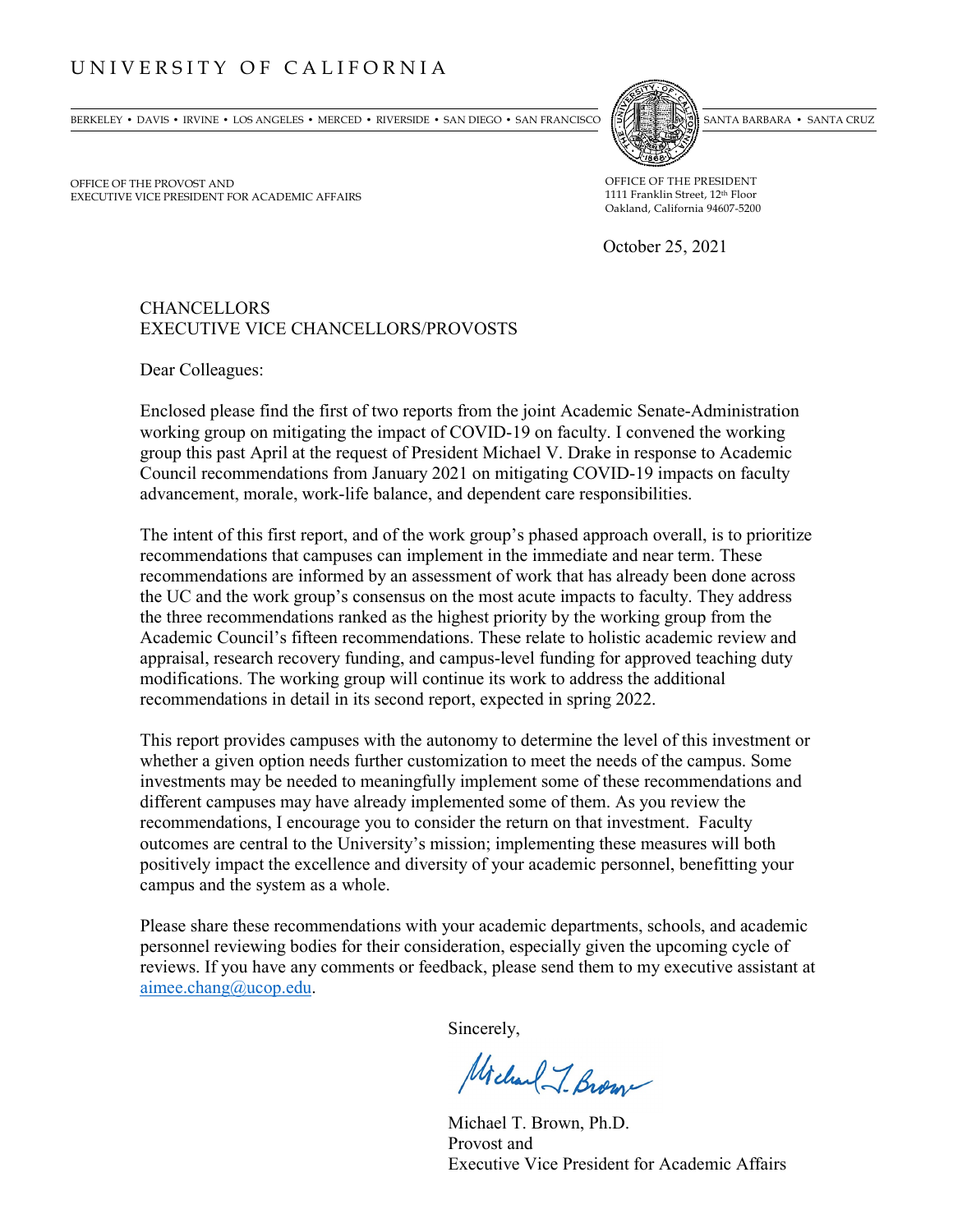UNIVERSITY OF CALIFORNIA

BERKELEY • DAVIS • IRVINE • LOS ANGELES • MERCED • RIVERSIDE • SAN DIEGO • SAN FRANCISCO • SANTA BARBARA • SANTA CRUZ

OFFICE OF THE PROVOST AND
EXECUTIVE VICE PRESIDENT FOR ACADEMIC AFFAIRS

OFFICE OF THE PRESIDENT
1111 Franklin Street, 12th Floor
Oakland, California 94607-5200

October 25, 2021

CHANCELLORS
EXECUTIVE VICE CHANCELLORS/PROVOSTS

Dear Colleagues:

Enclosed please find the first of two reports from the joint Academic Senate-Administration working group on mitigating the impact of COVID-19 on faculty. I convened the working group this past April at the request of President Michael V. Drake in response to Academic Council recommendations from January 2021 on mitigating COVID-19 impacts on faculty advancement, morale, work-life balance, and dependent care responsibilities.

The intent of this first report, and of the work group's phased approach overall, is to prioritize recommendations that campuses can implement in the immediate and near term. These recommendations are informed by an assessment of work that has already been done across the UC and the work group's consensus on the most acute impacts to faculty. They address the three recommendations ranked as the highest priority by the working group from the Academic Council's fifteen recommendations. These relate to holistic academic review and appraisal, research recovery funding, and campus-level funding for approved teaching duty modifications. The working group will continue its work to address the additional recommendations in detail in its second report, expected in spring 2022.

This report provides campuses with the autonomy to determine the level of this investment or whether a given option needs further customization to meet the needs of the campus. Some investments may be needed to meaningfully implement some of these recommendations and different campuses may have already implemented some of them. As you review the recommendations, I encourage you to consider the return on that investment. Faculty outcomes are central to the University's mission; implementing these measures will both positively impact the excellence and diversity of your academic personnel, benefitting your campus and the system as a whole.

Please share these recommendations with your academic departments, schools, and academic personnel reviewing bodies for their consideration, especially given the upcoming cycle of reviews. If you have any comments or feedback, please send them to my executive assistant at aimee.chang@ucop.edu.

Sincerely,

Michael T. Brown

Michael T. Brown, Ph.D.
Provost and
Executive Vice President for Academic Affairs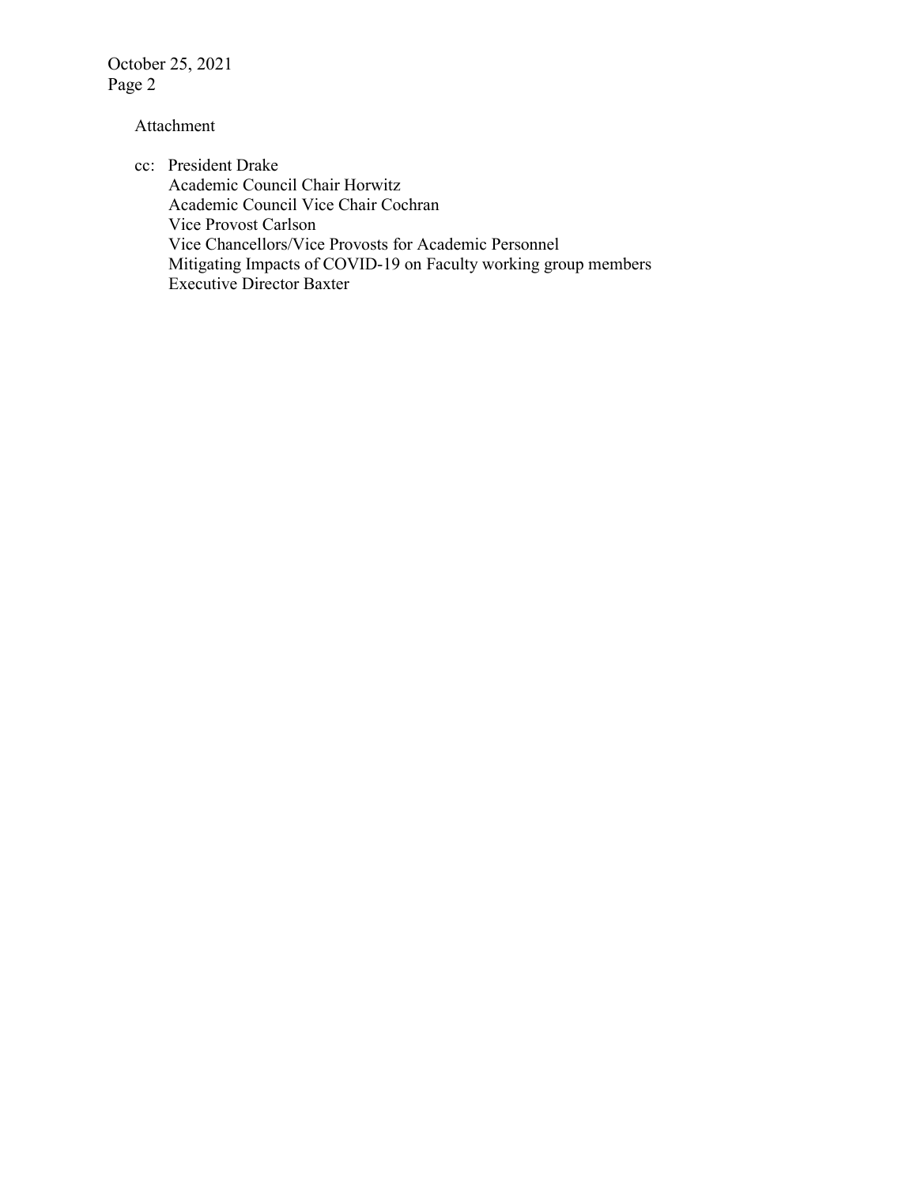Attachment

cc: President Drake
Academic Council Chair Horwitz
Academic Council Vice Chair Cochran
Vice Provost Carlson
Vice Chancellors/Vice Provosts for Academic Personnel
Mitigating Impacts of COVID-19 on Faculty working group members
Executive Director Baxter